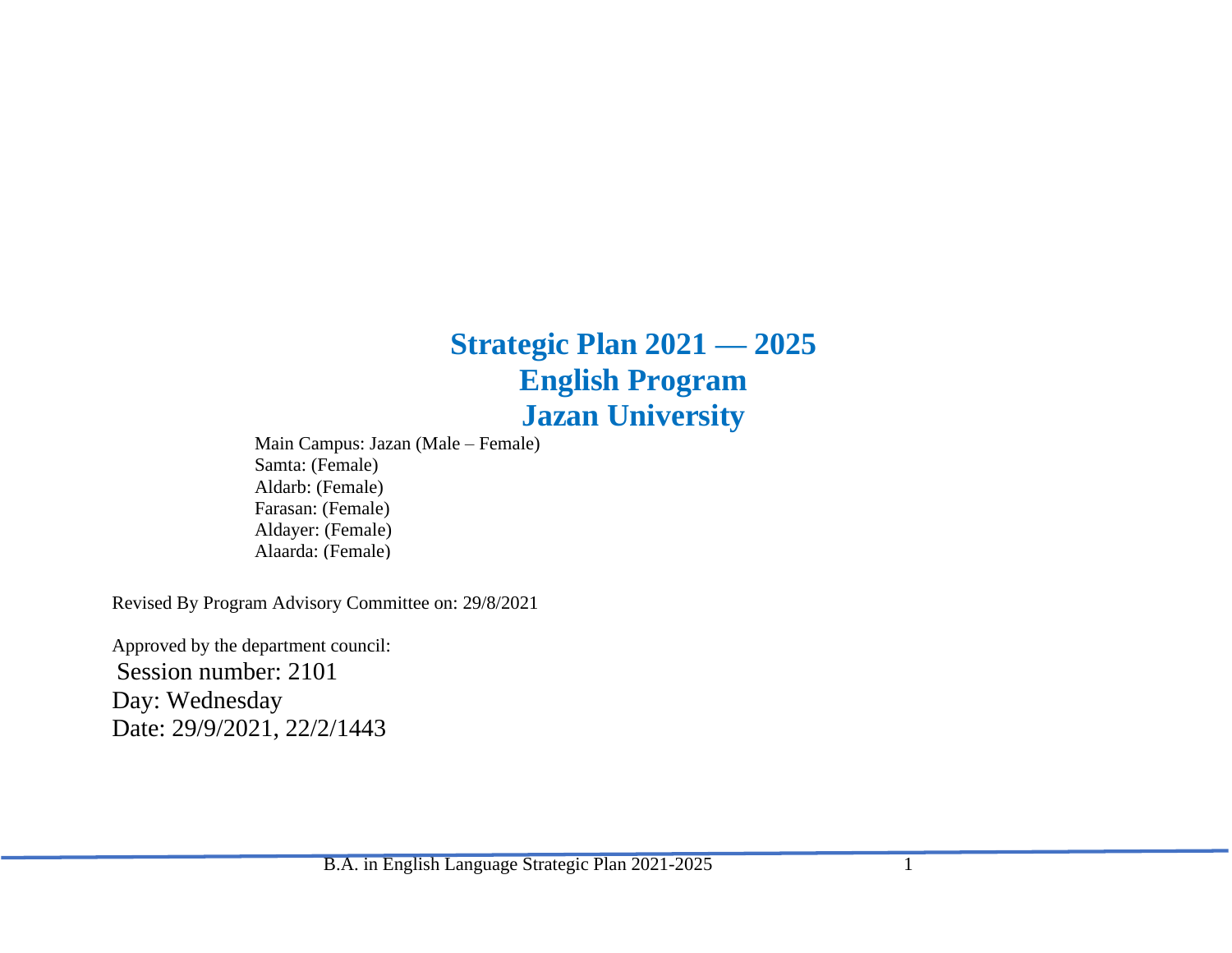# Strategic Plan 2021 — 2025
# English Program
# Jazan University

Main Campus: Jazan (Male – Female)
Samta: (Female)
Aldarb: (Female)
Farasan: (Female)
Aldayer: (Female)
Alaarda: (Female)

Revised By Program Advisory Committee on: 29/8/2021

Approved by the department council:
Session number: 2101
Day: Wednesday
Date: 29/9/2021, 22/2/1443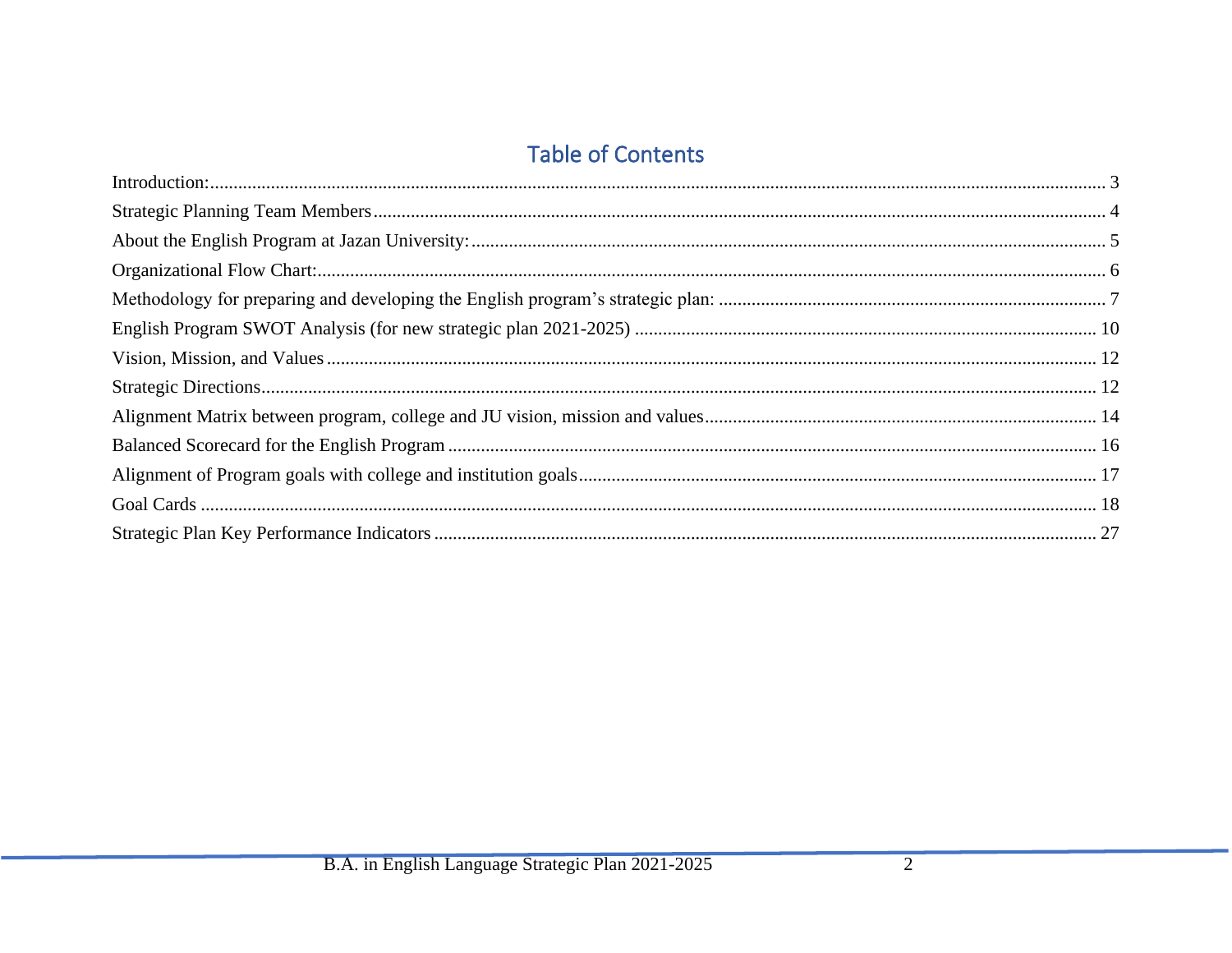## Table of Contents

Introduction: 3
Strategic Planning Team Members 4
About the English Program at Jazan University: 5
Organizational Flow Chart: 6
Methodology for preparing and developing the English program's strategic plan: 7
English Program SWOT Analysis (for new strategic plan 2021-2025) 10
Vision, Mission, and Values 12
Strategic Directions 12
Alignment Matrix between program, college and JU vision, mission and values 14
Balanced Scorecard for the English Program 16
Alignment of Program goals with college and institution goals 17
Goal Cards 18
Strategic Plan Key Performance Indicators 27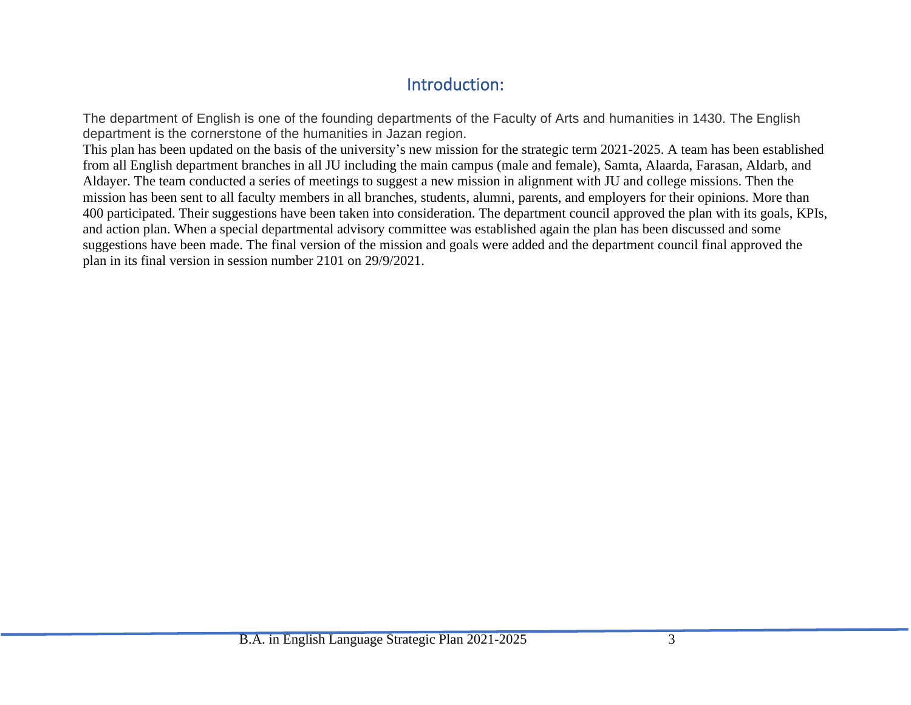## Introduction:

The department of English is one of the founding departments of the Faculty of Arts and humanities in 1430. The English department is the cornerstone of the humanities in Jazan region.

This plan has been updated on the basis of the university's new mission for the strategic term 2021-2025. A team has been established from all English department branches in all JU including the main campus (male and female), Samta, Alaarda, Farasan, Aldarb, and Aldayer. The team conducted a series of meetings to suggest a new mission in alignment with JU and college missions. Then the mission has been sent to all faculty members in all branches, students, alumni, parents, and employers for their opinions. More than 400 participated. Their suggestions have been taken into consideration. The department council approved the plan with its goals, KPIs, and action plan. When a special departmental advisory committee was established again the plan has been discussed and some suggestions have been made. The final version of the mission and goals were added and the department council final approved the plan in its final version in session number 2101 on 29/9/2021.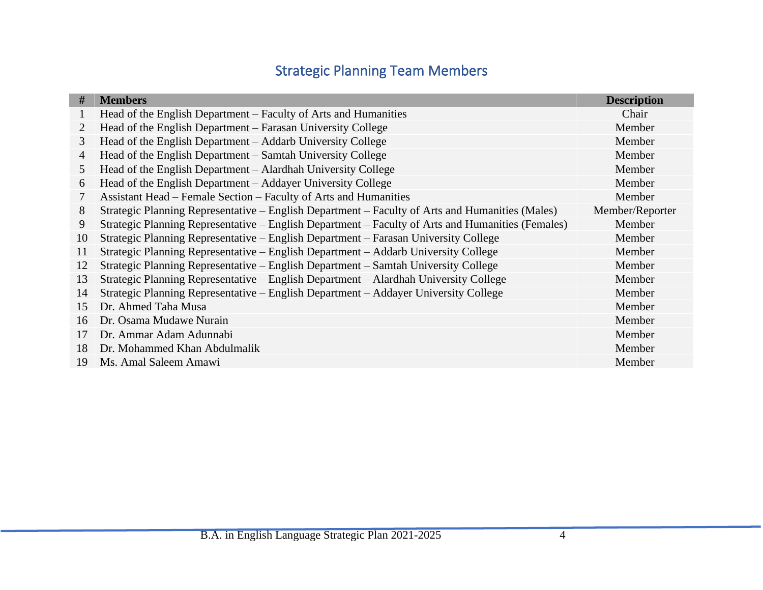## Strategic Planning Team Members

| # | Members | Description |
|---|---|---|
| 1 | Head of the English Department – Faculty of Arts and Humanities | Chair |
| 2 | Head of the English Department – Farasan University College | Member |
| 3 | Head of the English Department – Addarb University College | Member |
| 4 | Head of the English Department – Samtah University College | Member |
| 5 | Head of the English Department – Alardhah University College | Member |
| 6 | Head of the English Department – Addayer University College | Member |
| 7 | Assistant Head – Female Section – Faculty of Arts and Humanities | Member |
| 8 | Strategic Planning Representative – English Department – Faculty of Arts and Humanities (Males) | Member/Reporter |
| 9 | Strategic Planning Representative – English Department – Faculty of Arts and Humanities (Females) | Member |
| 10 | Strategic Planning Representative – English Department – Farasan University College | Member |
| 11 | Strategic Planning Representative – English Department – Addarb University College | Member |
| 12 | Strategic Planning Representative – English Department – Samtah University College | Member |
| 13 | Strategic Planning Representative – English Department – Alardhah University College | Member |
| 14 | Strategic Planning Representative – English Department – Addayer University College | Member |
| 15 | Dr. Ahmed Taha Musa | Member |
| 16 | Dr. Osama Mudawe Nurain | Member |
| 17 | Dr. Ammar Adam Adunnabi | Member |
| 18 | Dr. Mohammed Khan Abdulmalik | Member |
| 19 | Ms. Amal Saleem Amawi | Member |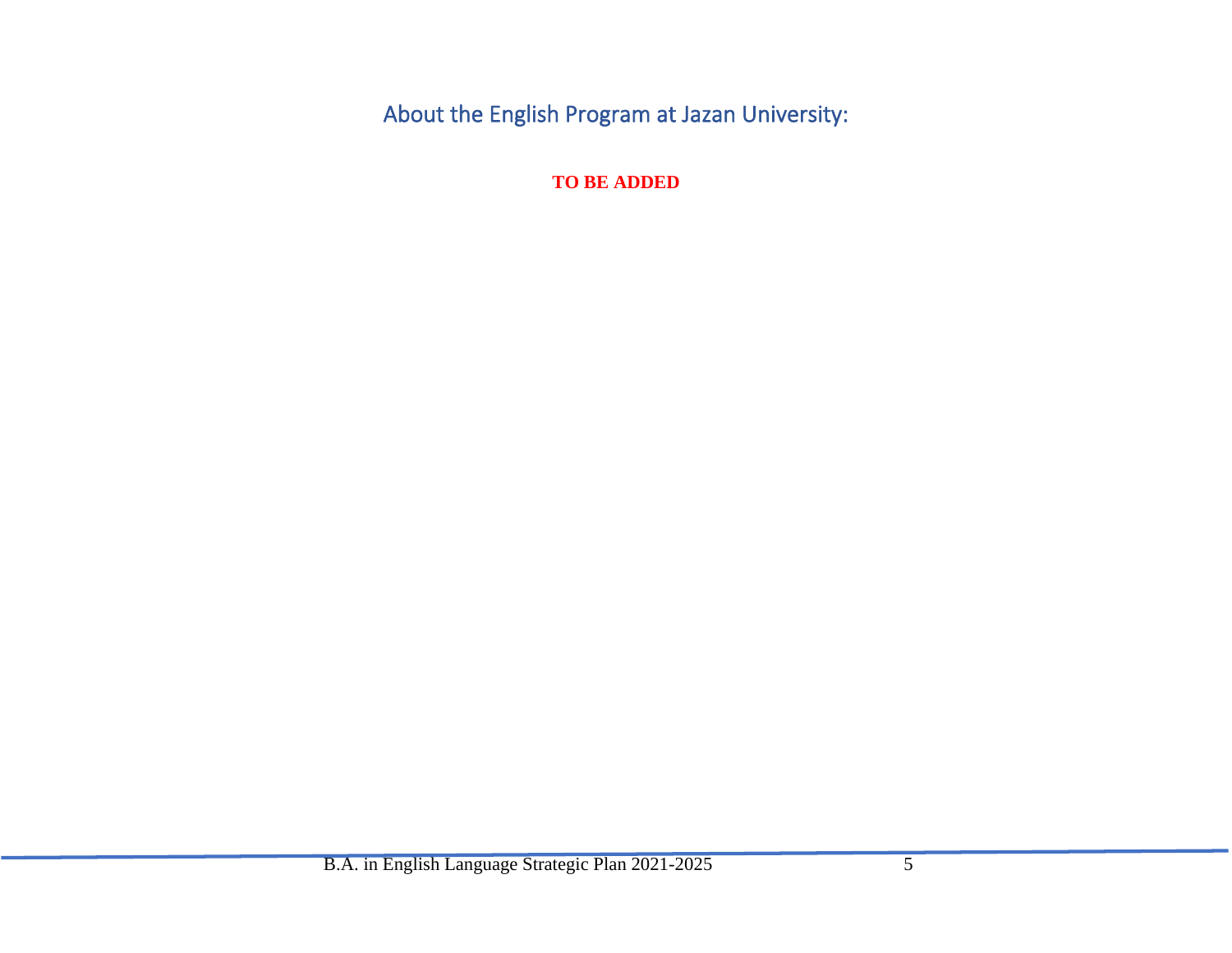## About the English Program at Jazan University:

**TO BE ADDED**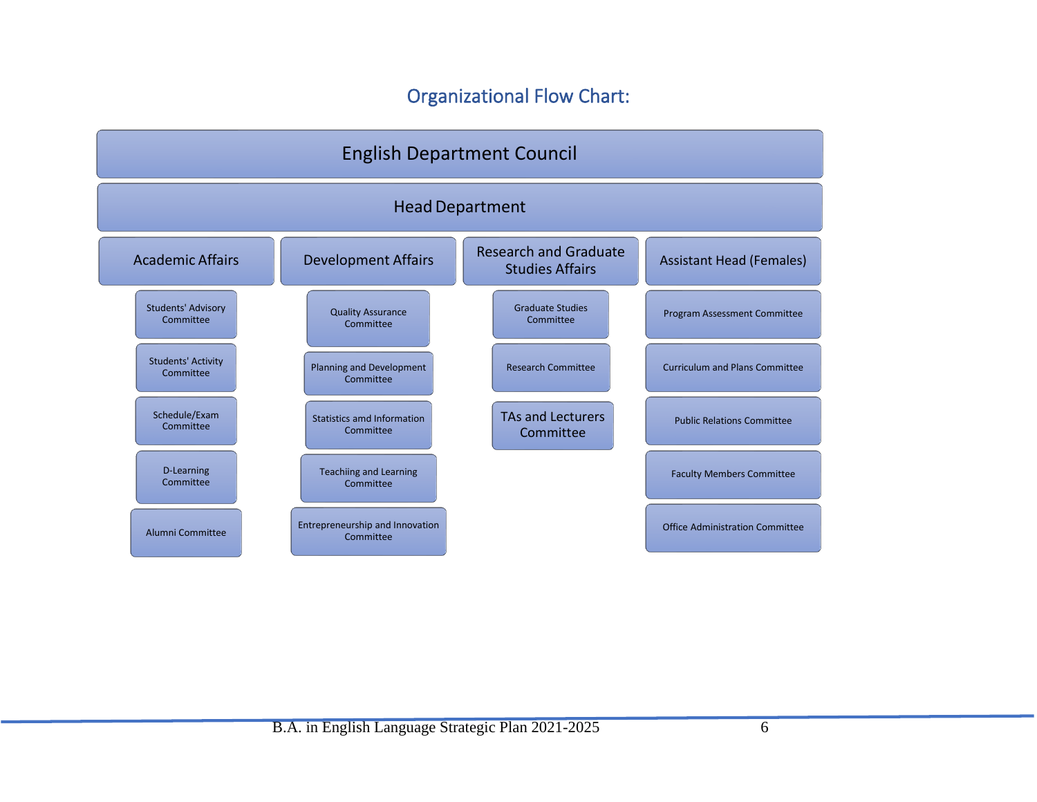## Organizational Flow Chart:

**English Department Council**

**Head Department**

- **Academic Affairs**
  - Students' Advisory Committee
  - Students' Activity Committee
  - Schedule/Exam Committee
  - D-Learning Committee
  - Alumni Committee
- **Development Affairs**
  - Quality Assurance Committee
  - Planning and Development Committee
  - Statistics amd Information Committee
  - Teachiing and Learning Committee
  - Entrepreneurship and Innovation Committee
- **Research and Graduate Studies Affairs**
  - Graduate Studies Committee
  - Research Committee
  - TAs and Lecturers Committee
- **Assistant Head (Females)**
  - Program Assessment Committee
  - Curriculum and Plans Committee
  - Public Relations Committee
  - Faculty Members Committee
  - Office Administration Committee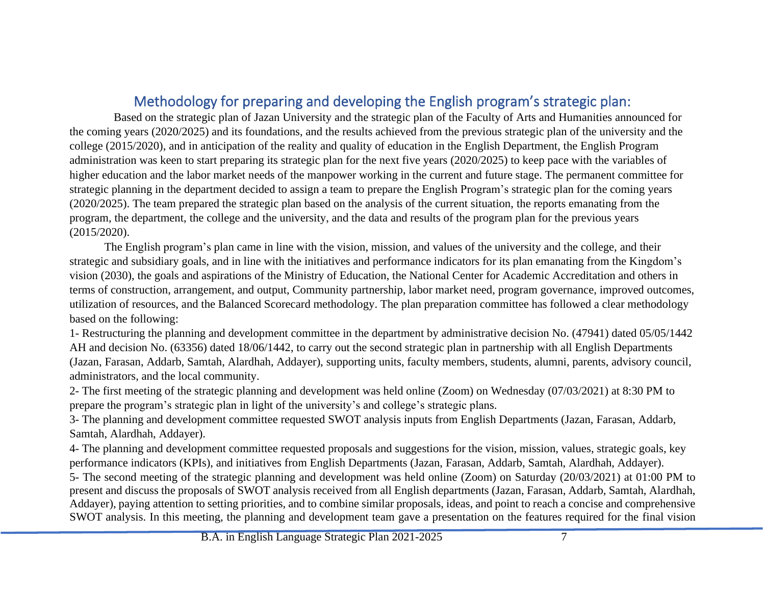## Methodology for preparing and developing the English program's strategic plan:

Based on the strategic plan of Jazan University and the strategic plan of the Faculty of Arts and Humanities announced for the coming years (2020/2025) and its foundations, and the results achieved from the previous strategic plan of the university and the college (2015/2020), and in anticipation of the reality and quality of education in the English Department, the English Program administration was keen to start preparing its strategic plan for the next five years (2020/2025) to keep pace with the variables of higher education and the labor market needs of the manpower working in the current and future stage. The permanent committee for strategic planning in the department decided to assign a team to prepare the English Program's strategic plan for the coming years (2020/2025). The team prepared the strategic plan based on the analysis of the current situation, the reports emanating from the program, the department, the college and the university, and the data and results of the program plan for the previous years (2015/2020).

The English program's plan came in line with the vision, mission, and values of the university and the college, and their strategic and subsidiary goals, and in line with the initiatives and performance indicators for its plan emanating from the Kingdom's vision (2030), the goals and aspirations of the Ministry of Education, the National Center for Academic Accreditation and others in terms of construction, arrangement, and output, Community partnership, labor market need, program governance, improved outcomes, utilization of resources, and the Balanced Scorecard methodology. The plan preparation committee has followed a clear methodology based on the following:

1- Restructuring the planning and development committee in the department by administrative decision No. (47941) dated 05/05/1442 AH and decision No. (63356) dated 18/06/1442, to carry out the second strategic plan in partnership with all English Departments (Jazan, Farasan, Addarb, Samtah, Alardhah, Addayer), supporting units, faculty members, students, alumni, parents, advisory council, administrators, and the local community.

2- The first meeting of the strategic planning and development was held online (Zoom) on Wednesday (07/03/2021) at 8:30 PM to prepare the program's strategic plan in light of the university's and college's strategic plans.

3- The planning and development committee requested SWOT analysis inputs from English Departments (Jazan, Farasan, Addarb, Samtah, Alardhah, Addayer).

4- The planning and development committee requested proposals and suggestions for the vision, mission, values, strategic goals, key performance indicators (KPIs), and initiatives from English Departments (Jazan, Farasan, Addarb, Samtah, Alardhah, Addayer).

5- The second meeting of the strategic planning and development was held online (Zoom) on Saturday (20/03/2021) at 01:00 PM to present and discuss the proposals of SWOT analysis received from all English departments (Jazan, Farasan, Addarb, Samtah, Alardhah, Addayer), paying attention to setting priorities, and to combine similar proposals, ideas, and point to reach a concise and comprehensive SWOT analysis. In this meeting, the planning and development team gave a presentation on the features required for the final vision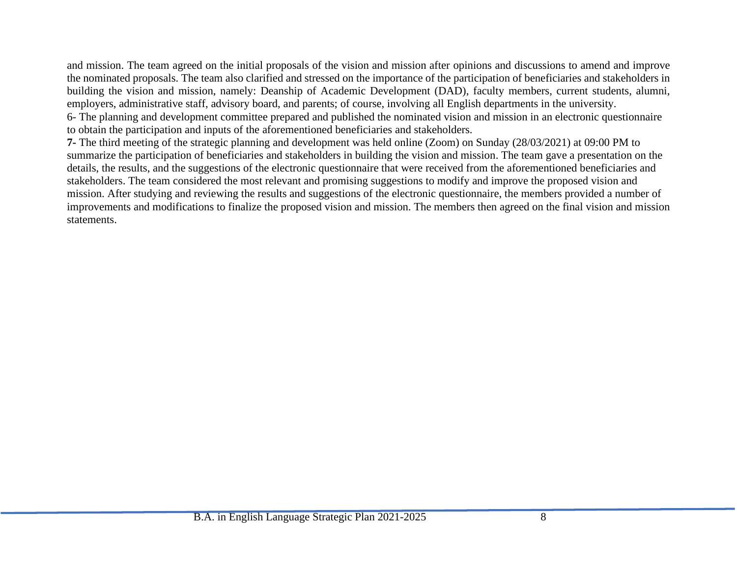and mission. The team agreed on the initial proposals of the vision and mission after opinions and discussions to amend and improve the nominated proposals. The team also clarified and stressed on the importance of the participation of beneficiaries and stakeholders in building the vision and mission, namely: Deanship of Academic Development (DAD), faculty members, current students, alumni, employers, administrative staff, advisory board, and parents; of course, involving all English departments in the university.

6- The planning and development committee prepared and published the nominated vision and mission in an electronic questionnaire to obtain the participation and inputs of the aforementioned beneficiaries and stakeholders.

**7-** The third meeting of the strategic planning and development was held online (Zoom) on Sunday (28/03/2021) at 09:00 PM to summarize the participation of beneficiaries and stakeholders in building the vision and mission. The team gave a presentation on the details, the results, and the suggestions of the electronic questionnaire that were received from the aforementioned beneficiaries and stakeholders. The team considered the most relevant and promising suggestions to modify and improve the proposed vision and mission. After studying and reviewing the results and suggestions of the electronic questionnaire, the members provided a number of improvements and modifications to finalize the proposed vision and mission. The members then agreed on the final vision and mission statements.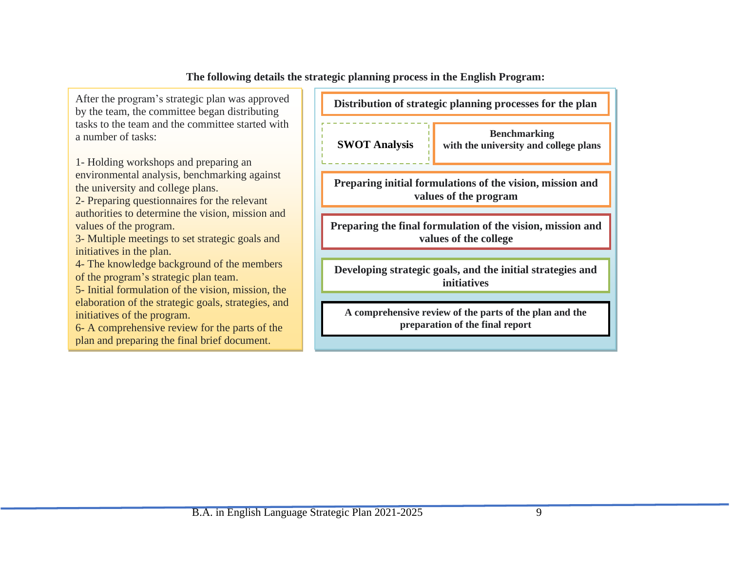**The following details the strategic planning process in the English Program:**

After the program's strategic plan was approved by the team, the committee began distributing tasks to the team and the committee started with a number of tasks:

1- Holding workshops and preparing an environmental analysis, benchmarking against the university and college plans.
2- Preparing questionnaires for the relevant authorities to determine the vision, mission and values of the program.
3- Multiple meetings to set strategic goals and initiatives in the plan.
4- The knowledge background of the members of the program's strategic plan team.
5- Initial formulation of the vision, mission, the elaboration of the strategic goals, strategies, and initiatives of the program.
6- A comprehensive review for the parts of the plan and preparing the final brief document.

**Distribution of strategic planning processes for the plan**

**SWOT Analysis**

**Benchmarking with the university and college plans**

**Preparing initial formulations of the vision, mission and values of the program**

**Preparing the final formulation of the vision, mission and values of the college**

**Developing strategic goals, and the initial strategies and initiatives**

**A comprehensive review of the parts of the plan and the preparation of the final report**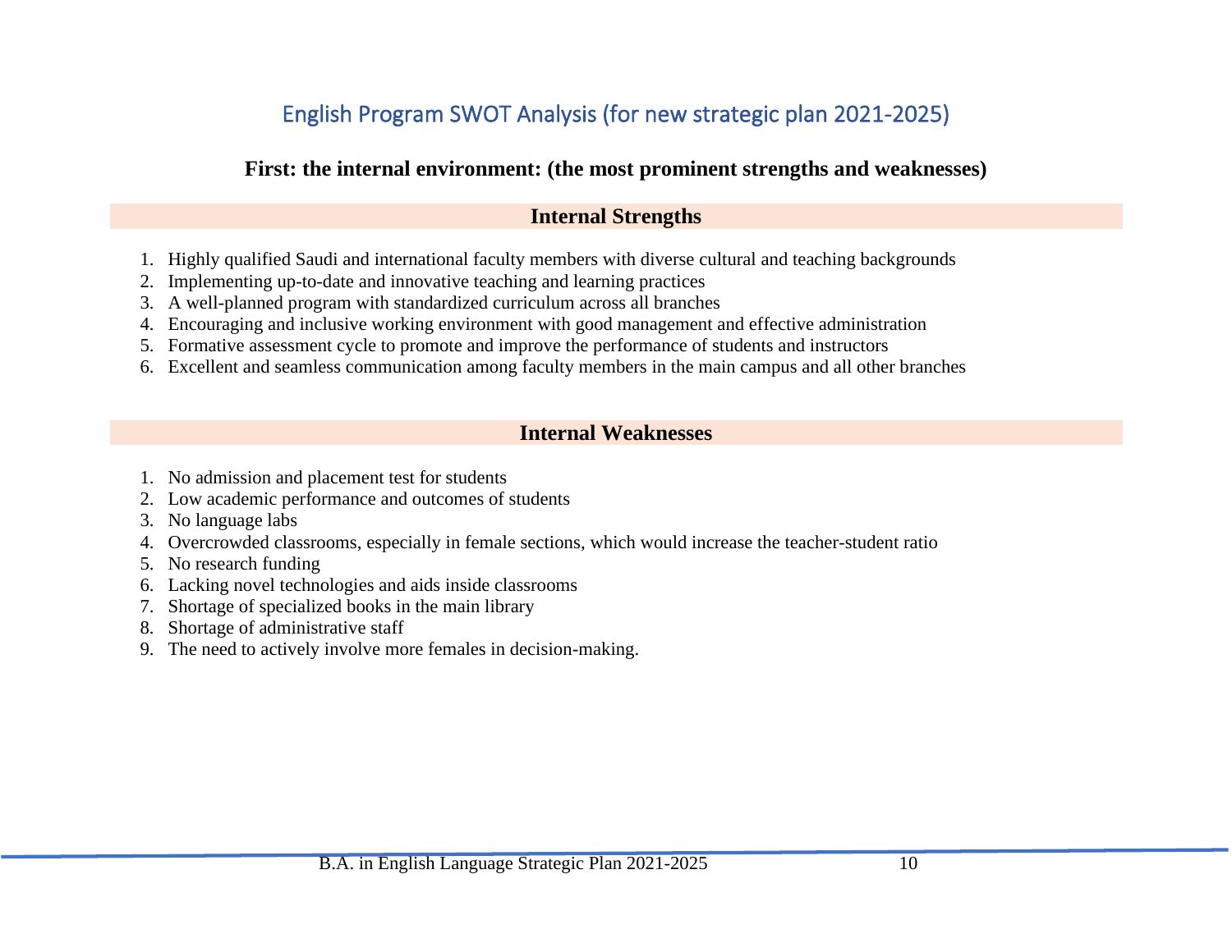## English Program SWOT Analysis (for new strategic plan 2021-2025)

**First: the internal environment: (the most prominent strengths and weaknesses)**

### Internal Strengths

1. Highly qualified Saudi and international faculty members with diverse cultural and teaching backgrounds
2. Implementing up-to-date and innovative teaching and learning practices
3. A well-planned program with standardized curriculum across all branches
4. Encouraging and inclusive working environment with good management and effective administration
5. Formative assessment cycle to promote and improve the performance of students and instructors
6. Excellent and seamless communication among faculty members in the main campus and all other branches

### Internal Weaknesses

1. No admission and placement test for students
2. Low academic performance and outcomes of students
3. No language labs
4. Overcrowded classrooms, especially in female sections, which would increase the teacher-student ratio
5. No research funding
6. Lacking novel technologies and aids inside classrooms
7. Shortage of specialized books in the main library
8. Shortage of administrative staff
9. The need to actively involve more females in decision-making.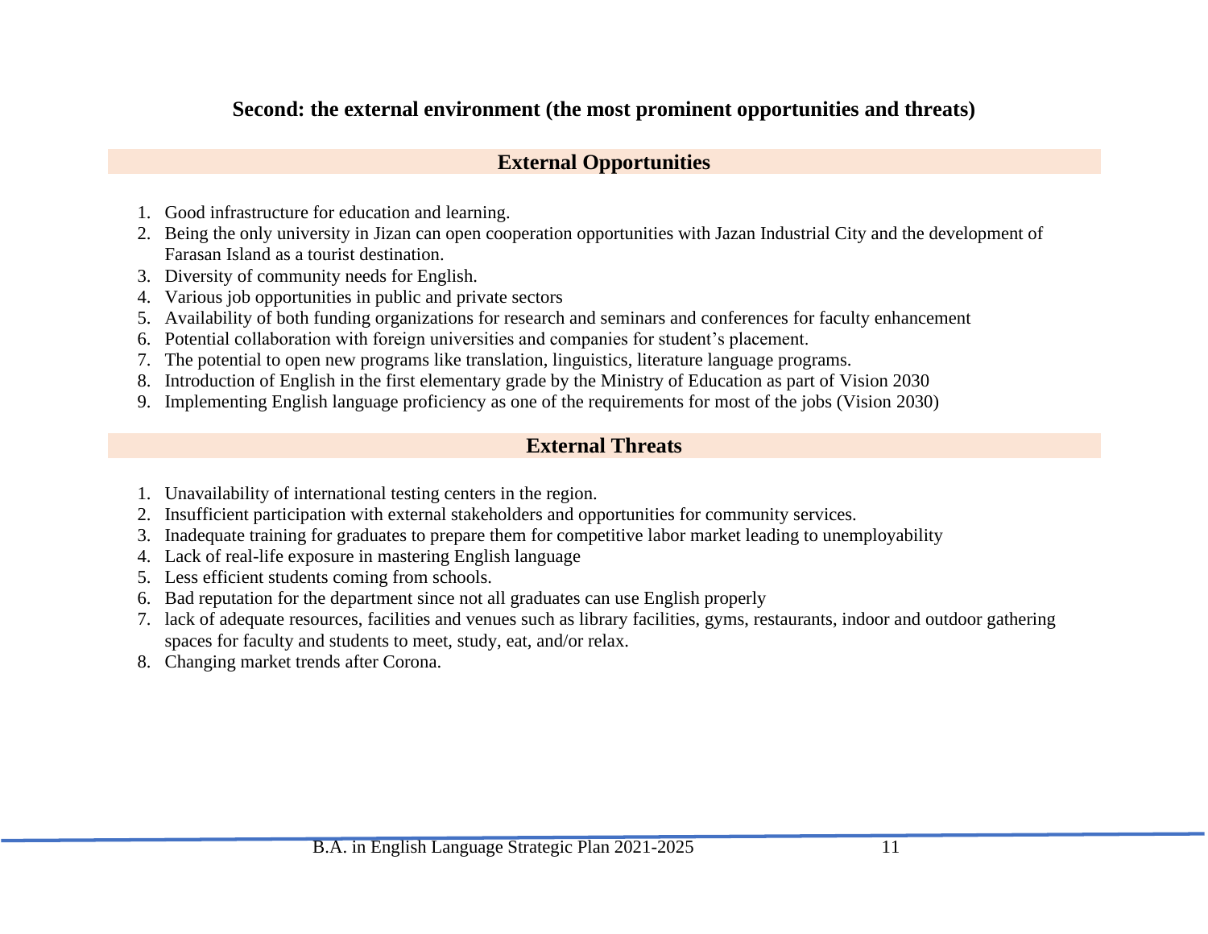**Second: the external environment (the most prominent opportunities and threats)**

## External Opportunities

1. Good infrastructure for education and learning.
2. Being the only university in Jizan can open cooperation opportunities with Jazan Industrial City and the development of Farasan Island as a tourist destination.
3. Diversity of community needs for English.
4. Various job opportunities in public and private sectors
5. Availability of both funding organizations for research and seminars and conferences for faculty enhancement
6. Potential collaboration with foreign universities and companies for student's placement.
7. The potential to open new programs like translation, linguistics, literature language programs.
8. Introduction of English in the first elementary grade by the Ministry of Education as part of Vision 2030
9. Implementing English language proficiency as one of the requirements for most of the jobs (Vision 2030)

## External Threats

1. Unavailability of international testing centers in the region.
2. Insufficient participation with external stakeholders and opportunities for community services.
3. Inadequate training for graduates to prepare them for competitive labor market leading to unemployability
4. Lack of real-life exposure in mastering English language
5. Less efficient students coming from schools.
6. Bad reputation for the department since not all graduates can use English properly
7. lack of adequate resources, facilities and venues such as library facilities, gyms, restaurants, indoor and outdoor gathering spaces for faculty and students to meet, study, eat, and/or relax.
8. Changing market trends after Corona.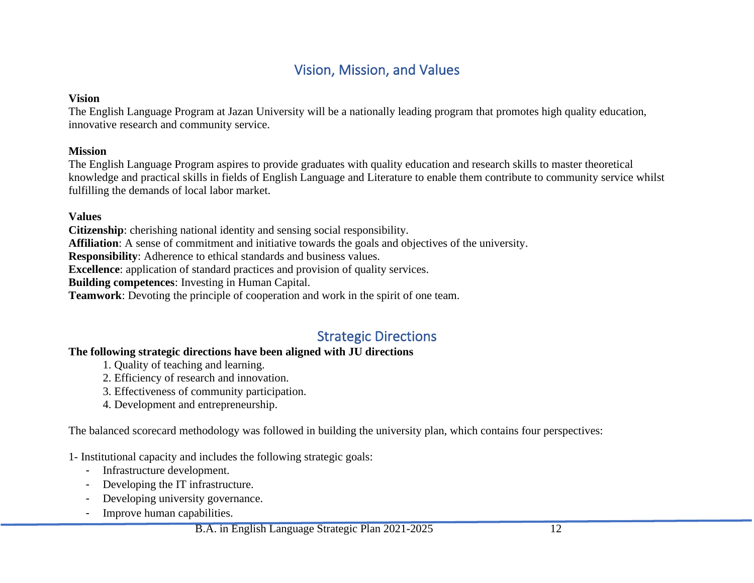## Vision, Mission, and Values

**Vision**
The English Language Program at Jazan University will be a nationally leading program that promotes high quality education, innovative research and community service.

**Mission**
The English Language Program aspires to provide graduates with quality education and research skills to master theoretical knowledge and practical skills in fields of English Language and Literature to enable them contribute to community service whilst fulfilling the demands of local labor market.

**Values**
**Citizenship**: cherishing national identity and sensing social responsibility.
**Affiliation**: A sense of commitment and initiative towards the goals and objectives of the university.
**Responsibility**: Adherence to ethical standards and business values.
**Excellence**: application of standard practices and provision of quality services.
**Building competences**: Investing in Human Capital.
**Teamwork**: Devoting the principle of cooperation and work in the spirit of one team.

## Strategic Directions

**The following strategic directions have been aligned with JU directions**

1. Quality of teaching and learning.
2. Efficiency of research and innovation.
3. Effectiveness of community participation.
4. Development and entrepreneurship.

The balanced scorecard methodology was followed in building the university plan, which contains four perspectives:

1- Institutional capacity and includes the following strategic goals:

- Infrastructure development.
- Developing the IT infrastructure.
- Developing university governance.
- Improve human capabilities.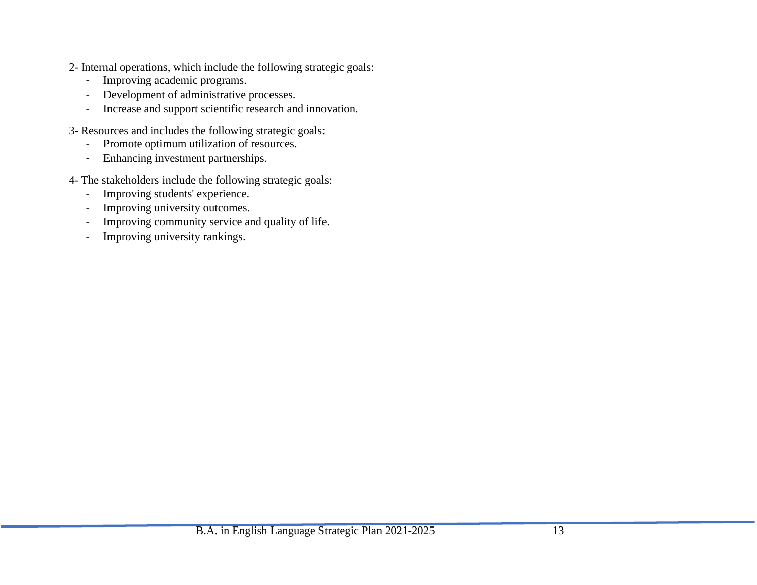2- Internal operations, which include the following strategic goals:

- Improving academic programs.
- Development of administrative processes.
- Increase and support scientific research and innovation.

3- Resources and includes the following strategic goals:

- Promote optimum utilization of resources.
- Enhancing investment partnerships.

4- The stakeholders include the following strategic goals:

- Improving students' experience.
- Improving university outcomes.
- Improving community service and quality of life.
- Improving university rankings.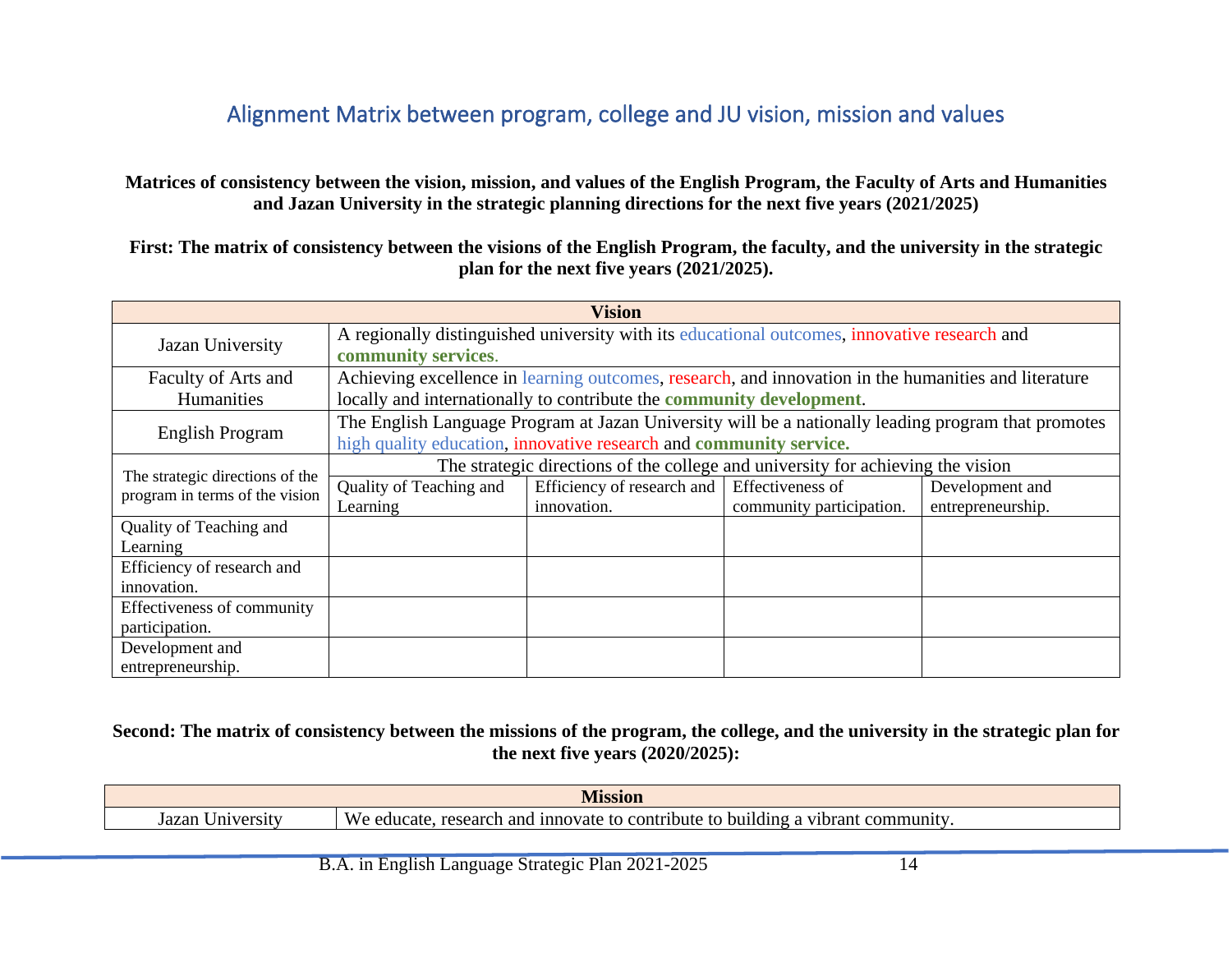## Alignment Matrix between program, college and JU vision, mission and values

**Matrices of consistency between the vision, mission, and values of the English Program, the Faculty of Arts and Humanities and Jazan University in the strategic planning directions for the next five years (2021/2025)**

**First: The matrix of consistency between the visions of the English Program, the faculty, and the university in the strategic plan for the next five years (2021/2025).**

| Vision | | | | |
|---|---|---|---|---|
| Jazan University | A regionally distinguished university with its educational outcomes, innovative research and **community services**. | | | |
| Faculty of Arts and Humanities | Achieving excellence in learning outcomes, research, and innovation in the humanities and literature locally and internationally to contribute the **community development**. | | | |
| English Program | The English Language Program at Jazan University will be a nationally leading program that promotes high quality education, innovative research and **community service.** | | | |
| The strategic directions of the program in terms of the vision | The strategic directions of the college and university for achieving the vision | | | |
| | Quality of Teaching and Learning | Efficiency of research and innovation. | Effectiveness of community participation. | Development and entrepreneurship. |
| Quality of Teaching and Learning | | | | |
| Efficiency of research and innovation. | | | | |
| Effectiveness of community participation. | | | | |
| Development and entrepreneurship. | | | | |

**Second: The matrix of consistency between the missions of the program, the college, and the university in the strategic plan for the next five years (2020/2025):**

| Mission | |
|---|---|
| Jazan University | We educate, research and innovate to contribute to building a vibrant community. |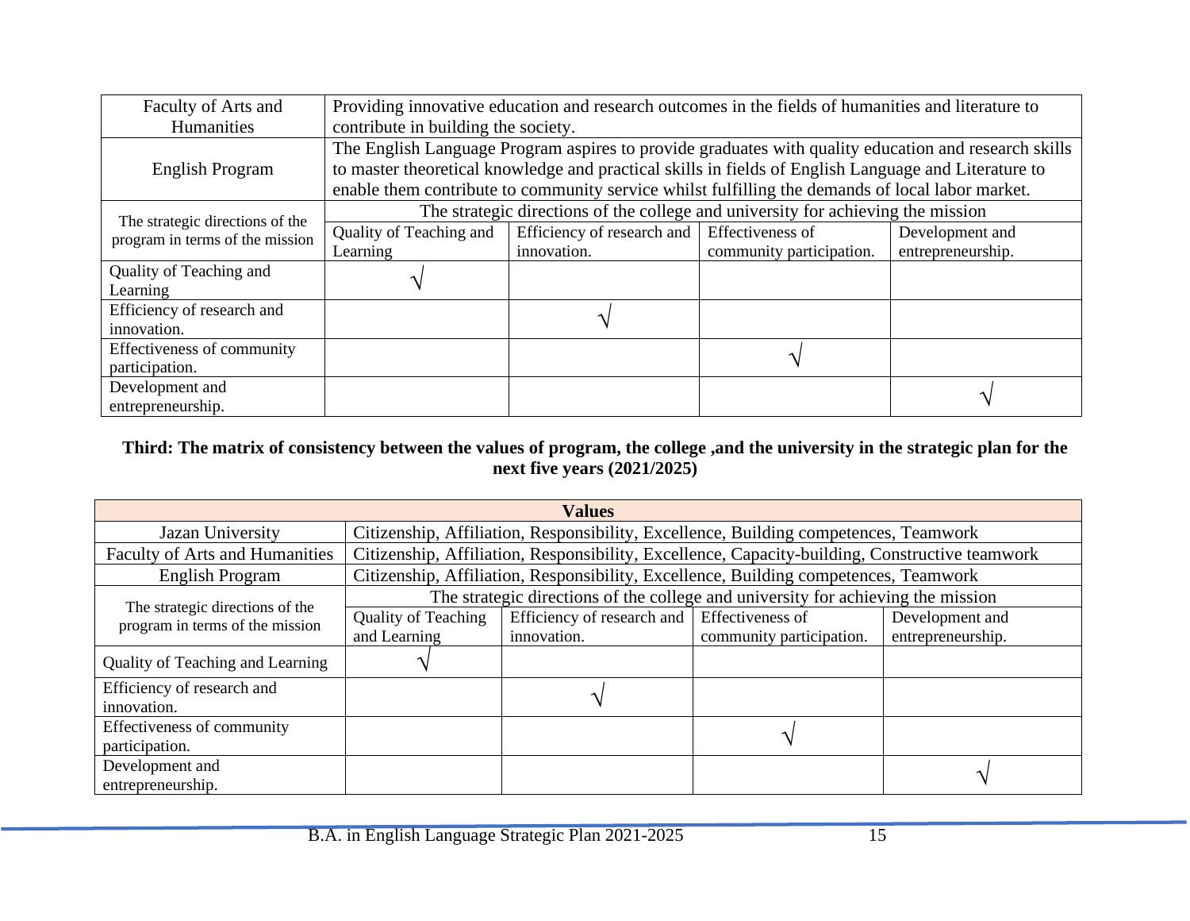| Faculty of Arts and Humanities | Providing innovative education and research outcomes in the fields of humanities and literature to contribute in building the society. | | | |
|---|---|---|---|---|
| English Program | The English Language Program aspires to provide graduates with quality education and research skills to master theoretical knowledge and practical skills in fields of English Language and Literature to enable them contribute to community service whilst fulfilling the demands of local labor market. | | | |
| The strategic directions of the program in terms of the mission | The strategic directions of the college and university for achieving the mission | | | |
| | Quality of Teaching and Learning | Efficiency of research and innovation. | Effectiveness of community participation. | Development and entrepreneurship. |
| Quality of Teaching and Learning | √ | | | |
| Efficiency of research and innovation. | | √ | | |
| Effectiveness of community participation. | | | √ | |
| Development and entrepreneurship. | | | | √ |

**Third: The matrix of consistency between the values of program, the college ,and the university in the strategic plan for the next five years (2021/2025)**

| **Values** | | | | |
|---|---|---|---|---|
| Jazan University | Citizenship, Affiliation, Responsibility, Excellence, Building competences, Teamwork | | | |
| Faculty of Arts and Humanities | Citizenship, Affiliation, Responsibility, Excellence, Capacity-building, Constructive teamwork | | | |
| English Program | Citizenship, Affiliation, Responsibility, Excellence, Building competences, Teamwork | | | |
| The strategic directions of the program in terms of the mission | The strategic directions of the college and university for achieving the mission | | | |
| | Quality of Teaching and Learning | Efficiency of research and innovation. | Effectiveness of community participation. | Development and entrepreneurship. |
| Quality of Teaching and Learning | √ | | | |
| Efficiency of research and innovation. | | √ | | |
| Effectiveness of community participation. | | | √ | |
| Development and entrepreneurship. | | | | √ |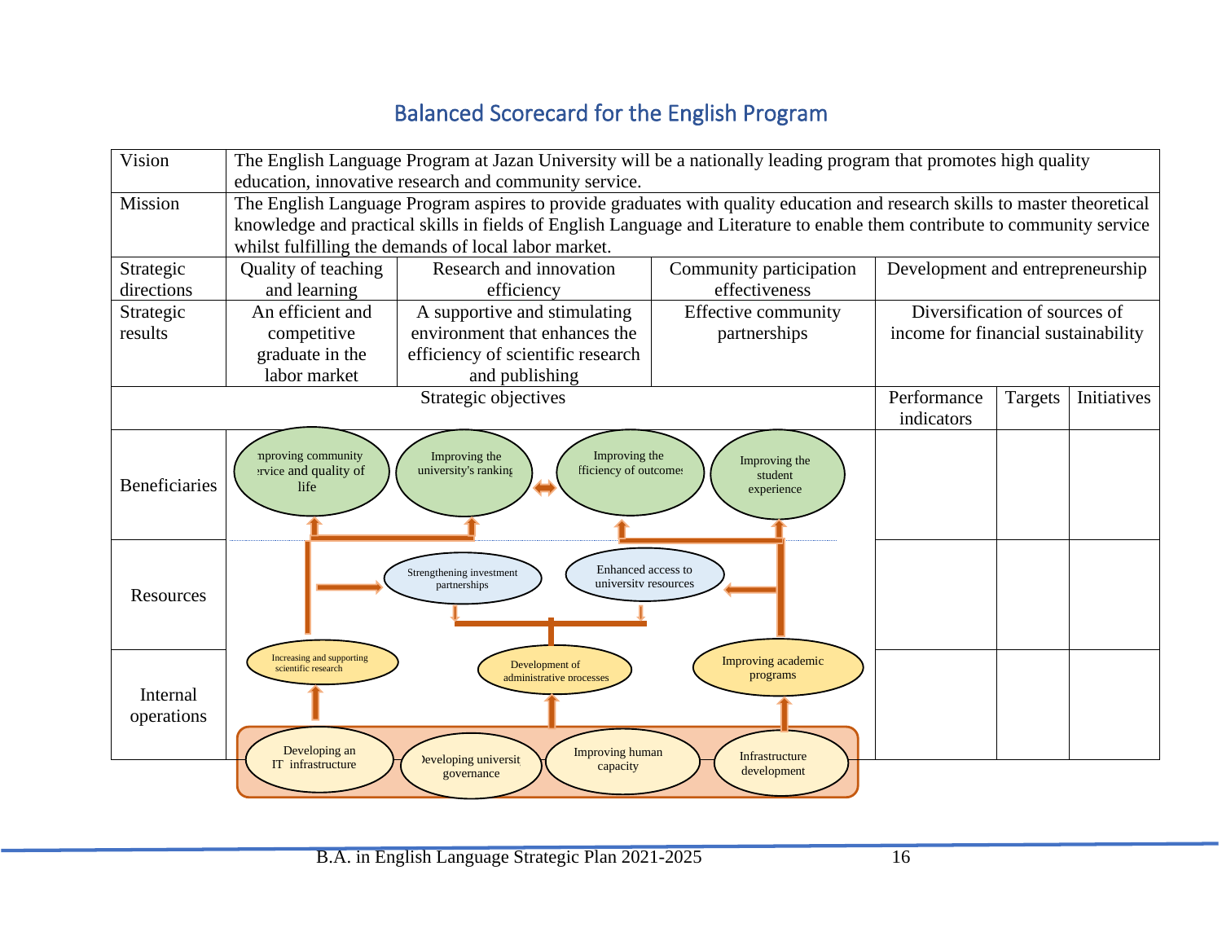## Balanced Scorecard for the English Program

| Vision | The English Language Program at Jazan University will be a nationally leading program that promotes high quality education, innovative research and community service. | | | | | |
|---|---|---|---|---|---|---|
| Mission | The English Language Program aspires to provide graduates with quality education and research skills to master theoretical knowledge and practical skills in fields of English Language and Literature to enable them contribute to community service whilst fulfilling the demands of local labor market. | | | | | |
| Strategic directions | Quality of teaching and learning | Research and innovation efficiency | Community participation effectiveness | Development and entrepreneurship | | |
| Strategic results | An efficient and competitive graduate in the labor market | A supportive and stimulating environment that enhances the efficiency of scientific research and publishing | Effective community partnerships | Diversification of sources of income for financial sustainability | | |
| Strategic objectives | | | | Performance indicators | Targets | Initiatives |
| Beneficiaries | Improving community service and quality of life; Improving the university's ranking | Improving the efficiency of outcomes | Improving the student experience | | | |
| Resources | Strengthening investment partnerships | Enhanced access to university resources | | | | |
| Internal operations | Increasing and supporting scientific research | Development of administrative processes | Improving academic programs | | | |
| | Developing an IT infrastructure; Developing university governance | Improving human capacity | Infrastructure development | | | |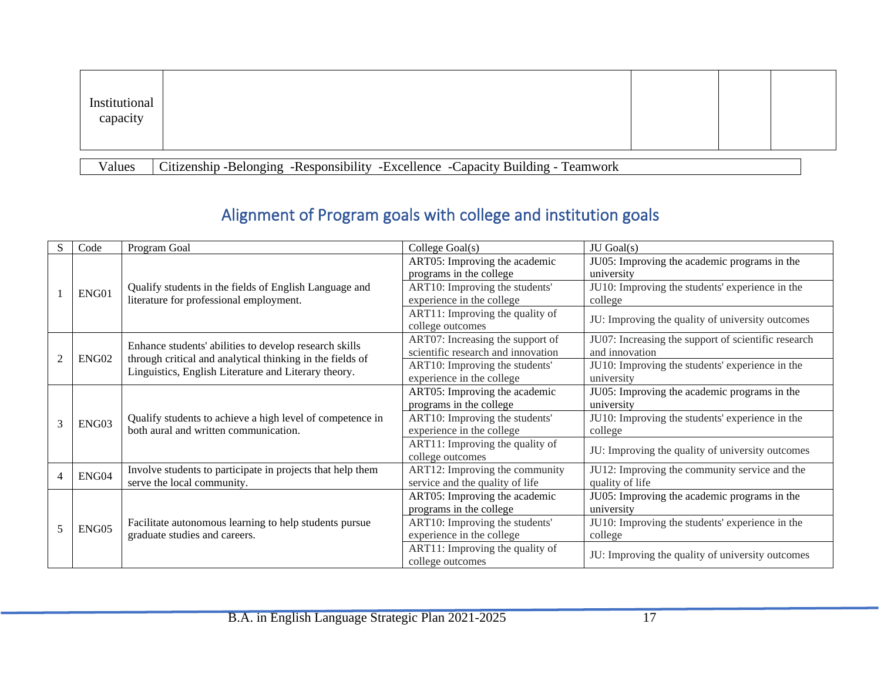| Institutional capacity | | | | |
|---|---|---|---|---|

| Values | Citizenship -Belonging -Responsibility -Excellence -Capacity Building - Teamwork |
|---|---|

## Alignment of Program goals with college and institution goals

| S | Code | Program Goal | College Goal(s) | JU Goal(s) |
|---|---|---|---|---|
| 1 | ENG01 | Qualify students in the fields of English Language and literature for professional employment. | ART05: Improving the academic programs in the college | JU05: Improving the academic programs in the university |
| | | | ART10: Improving the students' experience in the college | JU10: Improving the students' experience in the college |
| | | | ART11: Improving the quality of college outcomes | JU: Improving the quality of university outcomes |
| 2 | ENG02 | Enhance students' abilities to develop research skills through critical and analytical thinking in the fields of Linguistics, English Literature and Literary theory. | ART07: Increasing the support of scientific research and innovation | JU07: Increasing the support of scientific research and innovation |
| | | | ART10: Improving the students' experience in the college | JU10: Improving the students' experience in the university |
| 3 | ENG03 | Qualify students to achieve a high level of competence in both aural and written communication. | ART05: Improving the academic programs in the college | JU05: Improving the academic programs in the university |
| | | | ART10: Improving the students' experience in the college | JU10: Improving the students' experience in the college |
| | | | ART11: Improving the quality of college outcomes | JU: Improving the quality of university outcomes |
| 4 | ENG04 | Involve students to participate in projects that help them serve the local community. | ART12: Improving the community service and the quality of life | JU12: Improving the community service and the quality of life |
| 5 | ENG05 | Facilitate autonomous learning to help students pursue graduate studies and careers. | ART05: Improving the academic programs in the college | JU05: Improving the academic programs in the university |
| | | | ART10: Improving the students' experience in the college | JU10: Improving the students' experience in the college |
| | | | ART11: Improving the quality of college outcomes | JU: Improving the quality of university outcomes |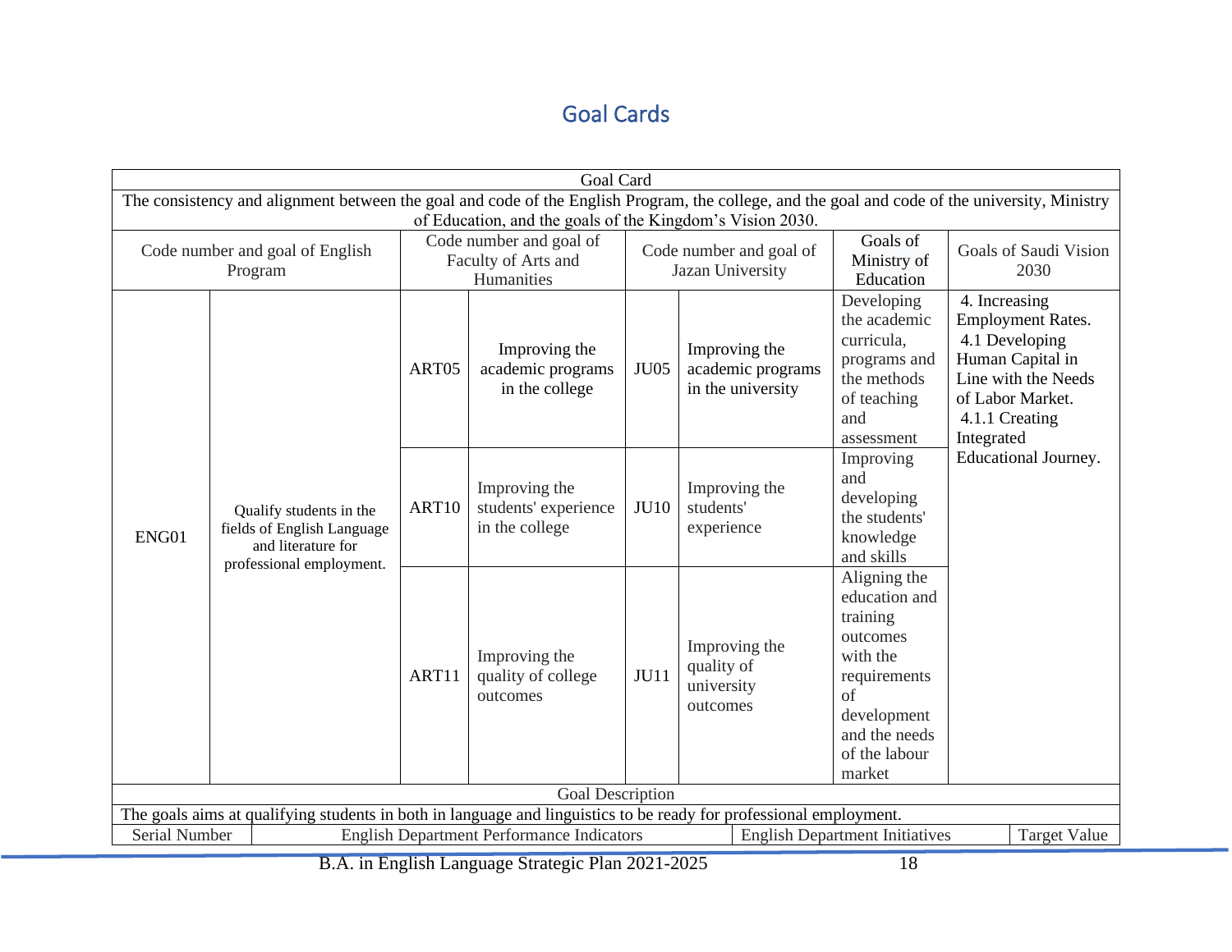## Goal Cards

| Goal Card | | | | | | | |
|---|---|---|---|---|---|---|---|
| The consistency and alignment between the goal and code of the English Program, the college, and the goal and code of the university, Ministry of Education, and the goals of the Kingdom's Vision 2030. | | | | | | | |
| Code number and goal of English Program | | Code number and goal of Faculty of Arts and Humanities | | Code number and goal of Jazan University | | Goals of Ministry of Education | Goals of Saudi Vision 2030 |
| ENG01 | Qualify students in the fields of English Language and literature for professional employment. | ART05 | Improving the academic programs in the college | JU05 | Improving the academic programs in the university | Developing the academic curricula, programs and the methods of teaching and assessment | 4. Increasing Employment Rates. 4.1 Developing Human Capital in Line with the Needs of Labor Market. 4.1.1 Creating Integrated Educational Journey. |
| | | ART10 | Improving the students' experience in the college | JU10 | Improving the students' experience | Improving and developing the students' knowledge and skills | |
| | | ART11 | Improving the quality of college outcomes | JU11 | Improving the quality of university outcomes | Aligning the education and training outcomes with the requirements of development and the needs of the labour market | |
| Goal Description | | | | | | | |
| The goals aims at qualifying students in both in language and linguistics to be ready for professional employment. | | | | | | | |

| Serial Number | English Department Performance Indicators | English Department Initiatives | Target Value |
|---|---|---|---|

B.A. in English Language Strategic Plan 2021-2025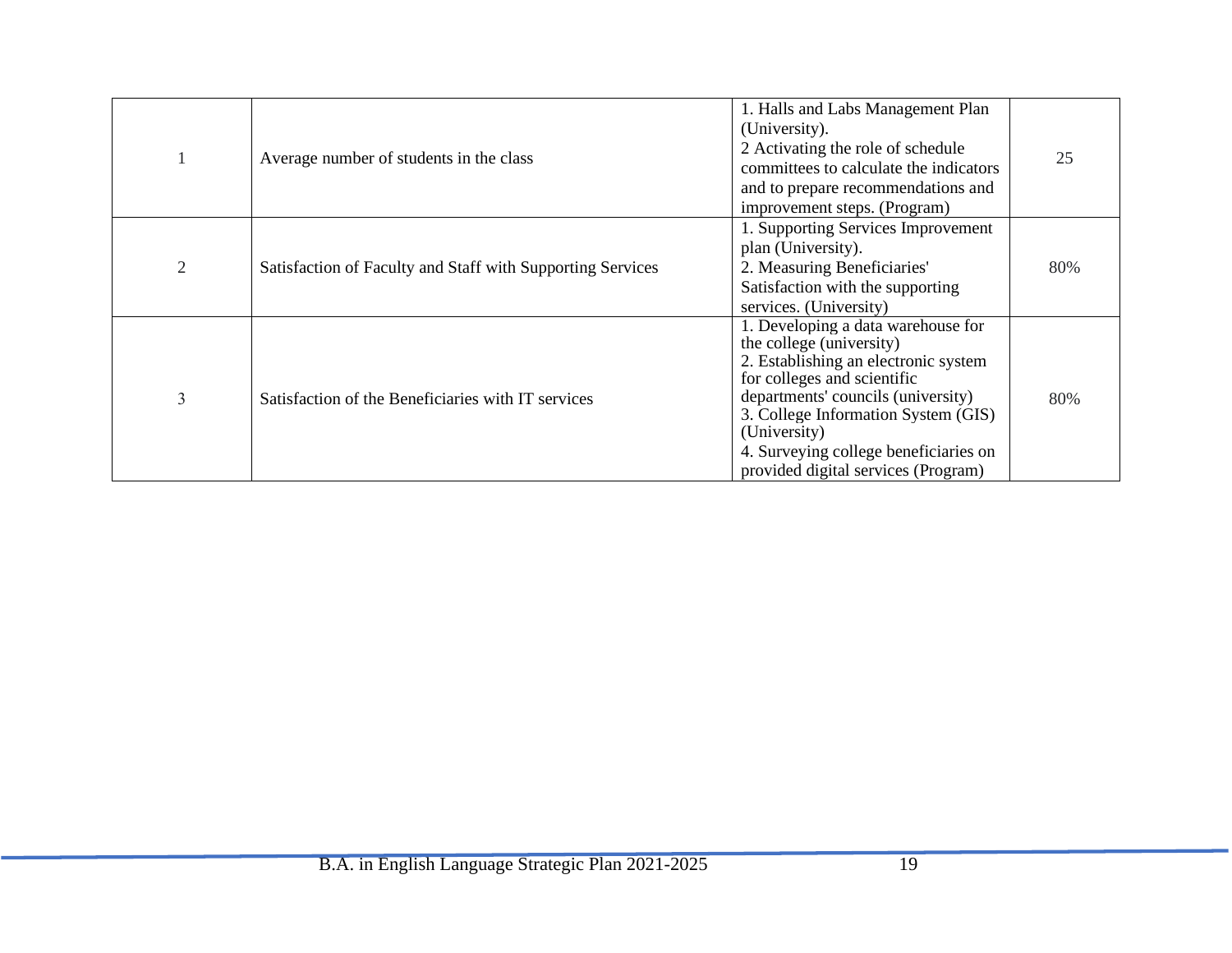| | | | |
|---|---|---|---|
| 1 | Average number of students in the class | 1. Halls and Labs Management Plan (University).<br>2 Activating the role of schedule committees to calculate the indicators and to prepare recommendations and improvement steps. (Program) | 25 |
| 2 | Satisfaction of Faculty and Staff with Supporting Services | 1. Supporting Services Improvement plan (University).<br>2. Measuring Beneficiaries' Satisfaction with the supporting services. (University) | 80% |
| 3 | Satisfaction of the Beneficiaries with IT services | 1. Developing a data warehouse for the college (university)<br>2. Establishing an electronic system for colleges and scientific departments' councils (university)<br>3. College Information System (GIS) (University)<br>4. Surveying college beneficiaries on provided digital services (Program) | 80% |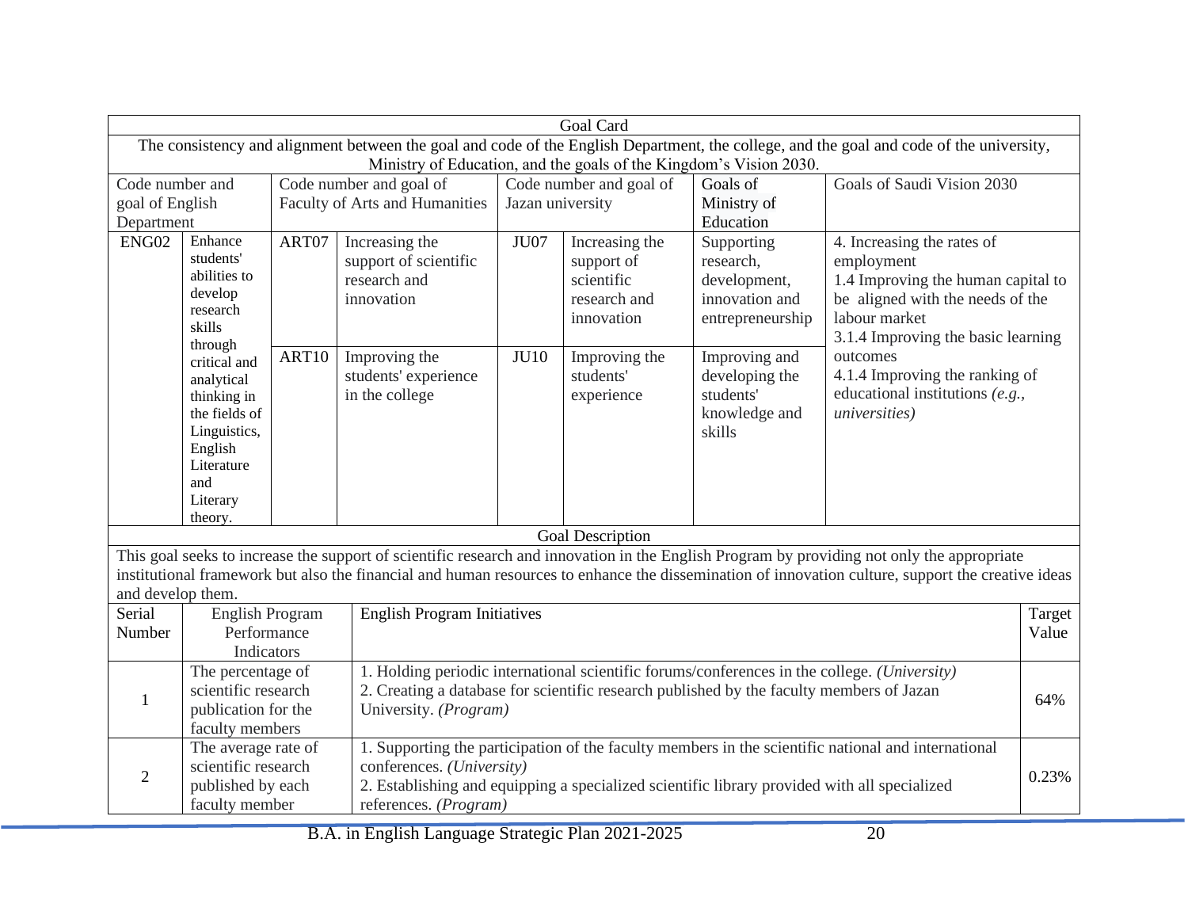| Goal Card | | | | | | | |
|---|---|---|---|---|---|---|---|
| The consistency and alignment between the goal and code of the English Department, the college, and the goal and code of the university, Ministry of Education, and the goals of the Kingdom's Vision 2030. | | | | | | | |
| Code number and goal of English Department | | Code number and goal of Faculty of Arts and Humanities | | Code number and goal of Jazan university | | Goals of Ministry of Education | Goals of Saudi Vision 2030 |
| ENG02 | Enhance students' abilities to develop research skills through critical and analytical thinking in the fields of Linguistics, English Literature and Literary theory. | ART07 | Increasing the support of scientific research and innovation | JU07 | Increasing the support of scientific research and innovation | Supporting research, development, innovation and entrepreneurship | 4. Increasing the rates of employment<br>1.4 Improving the human capital to be aligned with the needs of the labour market<br>3.1.4 Improving the basic learning outcomes<br>4.1.4 Improving the ranking of educational institutions *(e.g., universities)* |
| | | ART10 | Improving the students' experience in the college | JU10 | Improving the students' experience | Improving and developing the students' knowledge and skills | |

| Goal Description | | | |
|---|---|---|---|
| This goal seeks to increase the support of scientific research and innovation in the English Program by providing not only the appropriate institutional framework but also the financial and human resources to enhance the dissemination of innovation culture, support the creative ideas and develop them. | | | |
| Serial Number | English Program Performance Indicators | English Program Initiatives | Target Value |
| 1 | The percentage of scientific research publication for the faculty members | 1. Holding periodic international scientific forums/conferences in the college. *(University)*<br>2. Creating a database for scientific research published by the faculty members of Jazan University. *(Program)* | 64% |
| 2 | The average rate of scientific research published by each faculty member | 1. Supporting the participation of the faculty members in the scientific national and international conferences. *(University)*<br>2. Establishing and equipping a specialized scientific library provided with all specialized references. *(Program)* | 0.23% |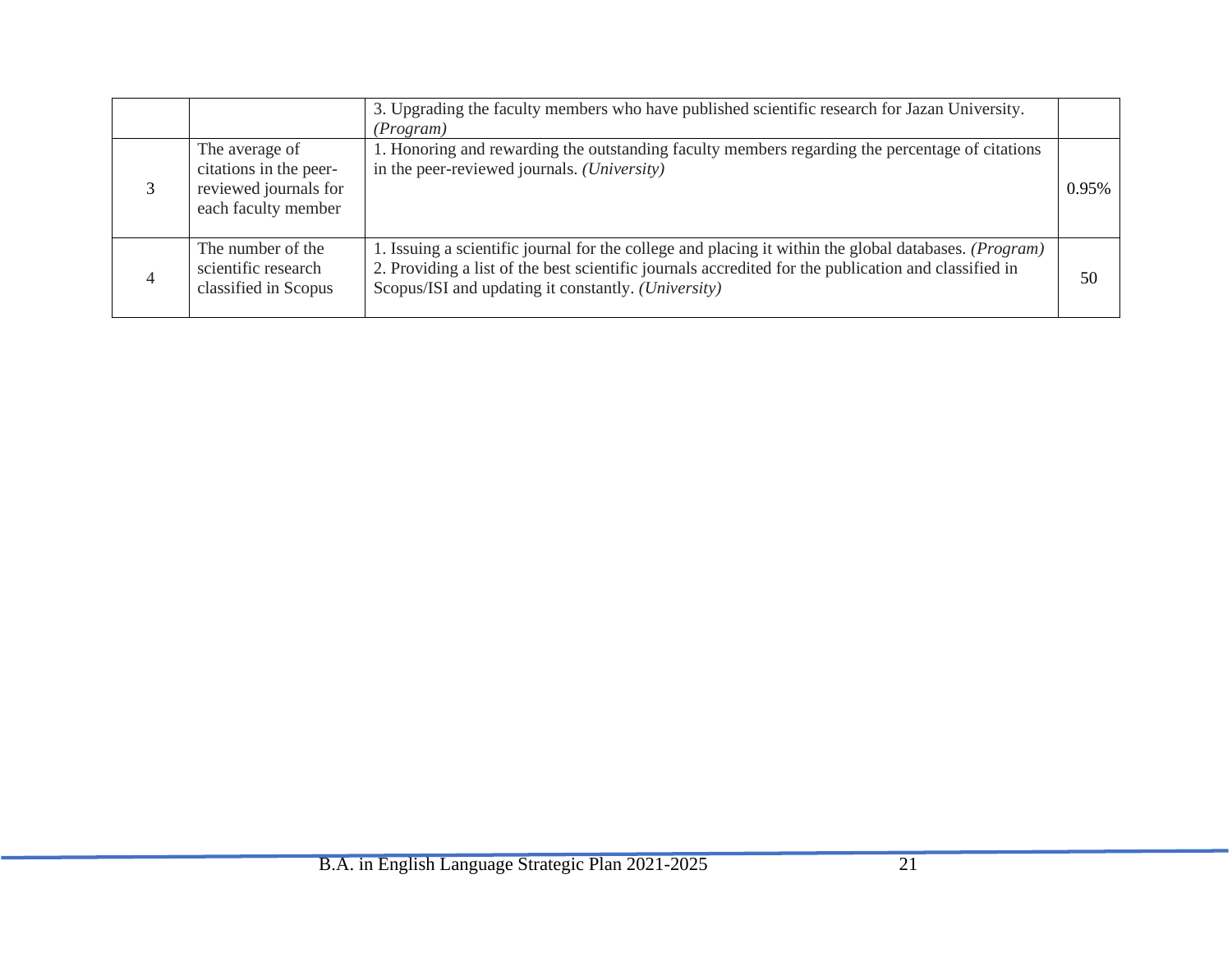| | | | |
|---|---|---|---|
| | | 3. Upgrading the faculty members who have published scientific research for Jazan University. *(Program)* | |
| 3 | The average of citations in the peer-reviewed journals for each faculty member | 1. Honoring and rewarding the outstanding faculty members regarding the percentage of citations in the peer-reviewed journals. *(University)* | 0.95% |
| 4 | The number of the scientific research classified in Scopus | 1. Issuing a scientific journal for the college and placing it within the global databases. *(Program)*<br>2. Providing a list of the best scientific journals accredited for the publication and classified in Scopus/ISI and updating it constantly. *(University)* | 50 |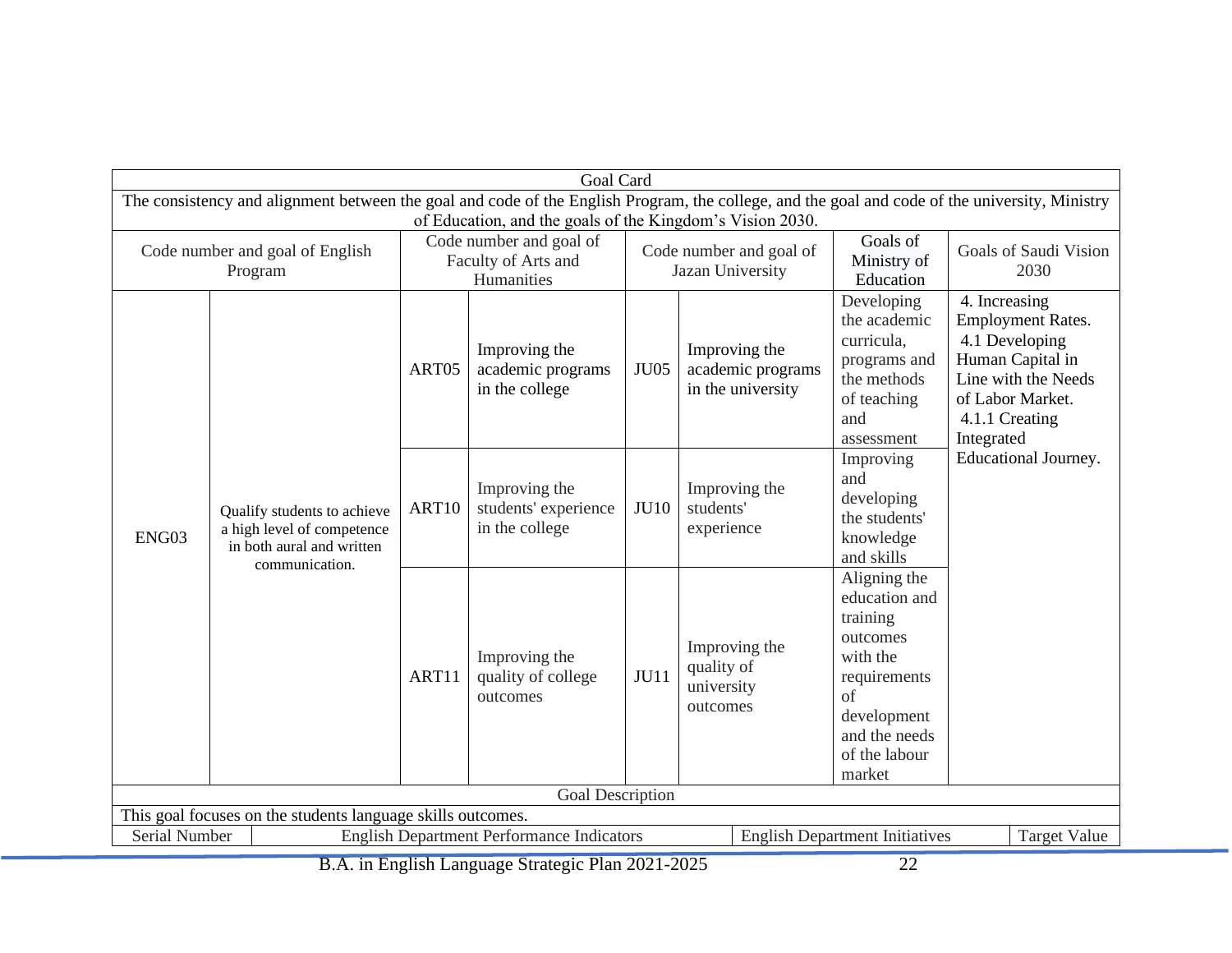| Goal Card | | | | | | | |
|---|---|---|---|---|---|---|---|
| The consistency and alignment between the goal and code of the English Program, the college, and the goal and code of the university, Ministry of Education, and the goals of the Kingdom's Vision 2030. | | | | | | | |
| Code number and goal of English Program | | Code number and goal of Faculty of Arts and Humanities | | Code number and goal of Jazan University | | Goals of Ministry of Education | Goals of Saudi Vision 2030 |
| ENG03 | Qualify students to achieve a high level of competence in both aural and written communication. | ART05 | Improving the academic programs in the college | JU05 | Improving the academic programs in the university | Developing the academic curricula, programs and the methods of teaching and assessment | 4. Increasing Employment Rates. 4.1 Developing Human Capital in Line with the Needs of Labor Market. 4.1.1 Creating Integrated Educational Journey. |
| | | ART10 | Improving the students' experience in the college | JU10 | Improving the students' experience | Improving and developing the students' knowledge and skills | |
| | | ART11 | Improving the quality of college outcomes | JU11 | Improving the quality of university outcomes | Aligning the education and training outcomes with the requirements of development and the needs of the labour market | |

| Goal Description | | | |
|---|---|---|---|
| This goal focuses on the students language skills outcomes. | | | |
| Serial Number | English Department Performance Indicators | English Department Initiatives | Target Value |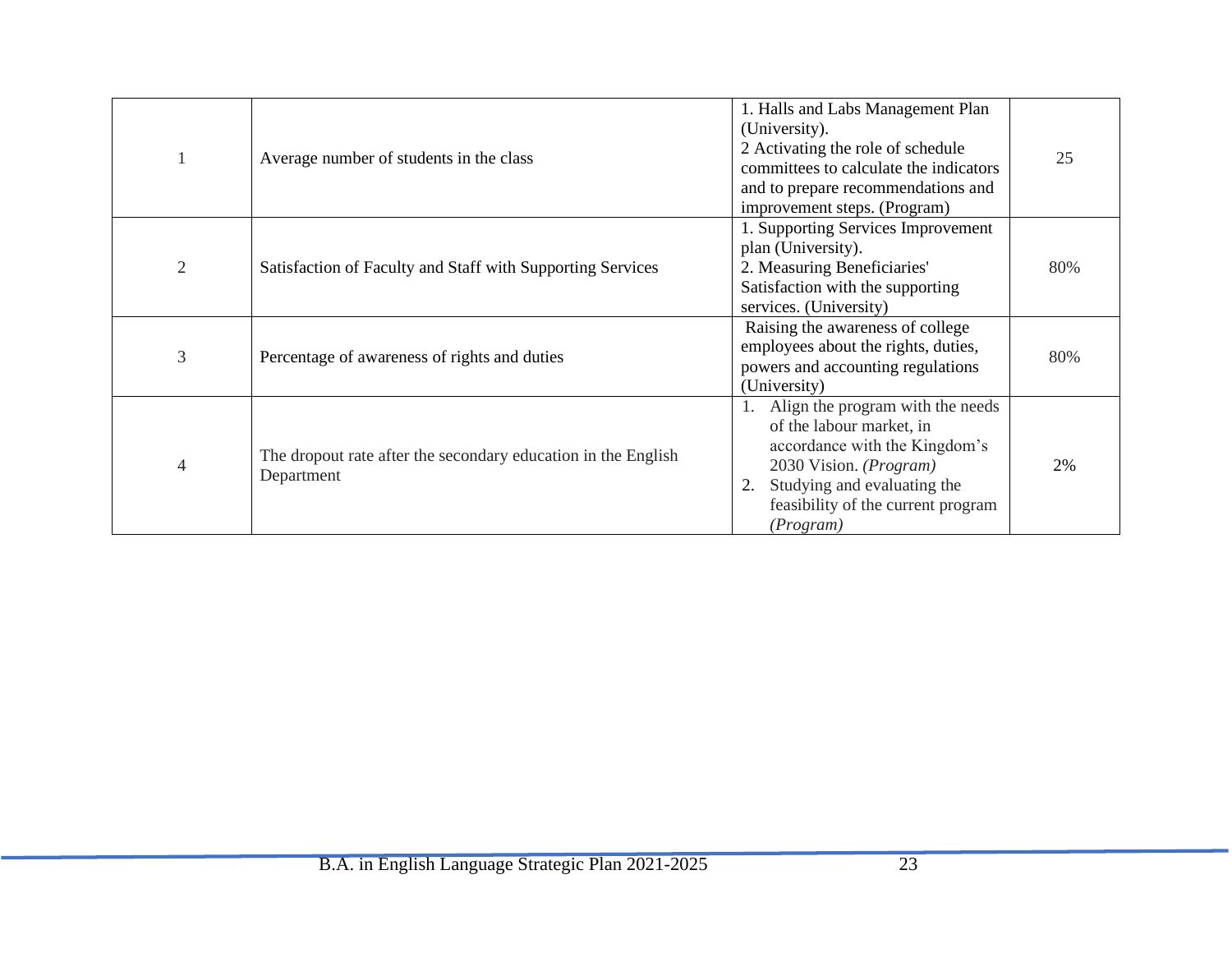| 1 | Average number of students in the class | 1. Halls and Labs Management Plan (University).<br>2 Activating the role of schedule committees to calculate the indicators and to prepare recommendations and improvement steps. (Program) | 25 |
|---|---|---|---|
| 2 | Satisfaction of Faculty and Staff with Supporting Services | 1. Supporting Services Improvement plan (University).<br>2. Measuring Beneficiaries' Satisfaction with the supporting services. (University) | 80% |
| 3 | Percentage of awareness of rights and duties | Raising the awareness of college employees about the rights, duties, powers and accounting regulations (University) | 80% |
| 4 | The dropout rate after the secondary education in the English Department | 1. Align the program with the needs of the labour market, in accordance with the Kingdom's 2030 Vision. *(Program)*<br>2. Studying and evaluating the feasibility of the current program *(Program)* | 2% |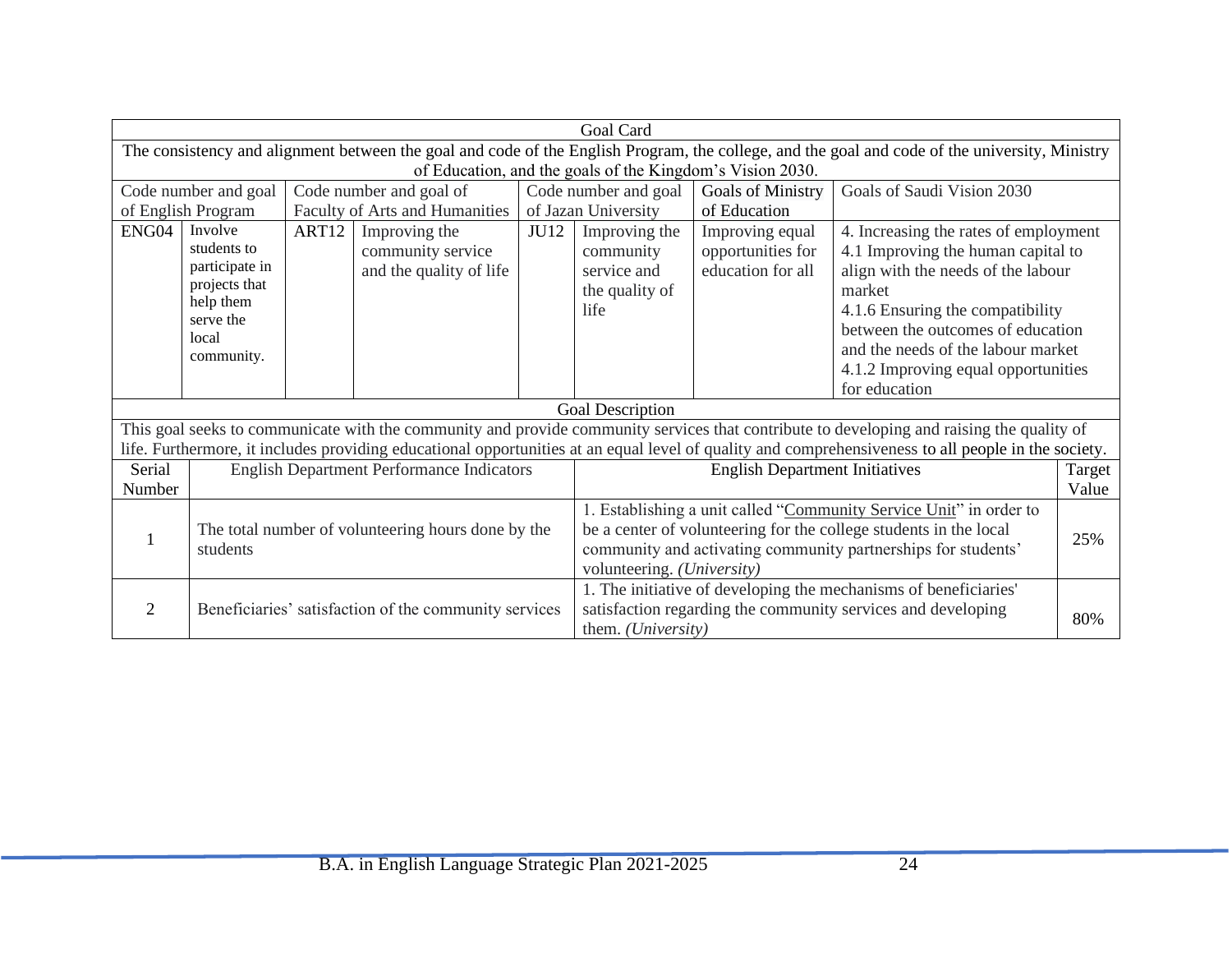| Goal Card | | | | | | | | |
|---|---|---|---|---|---|---|---|---|
| The consistency and alignment between the goal and code of the English Program, the college, and the goal and code of the university, Ministry of Education, and the goals of the Kingdom's Vision 2030. | | | | | | | | |
| Code number and goal of English Program | | Code number and goal of Faculty of Arts and Humanities | | Code number and goal of Jazan University | | Goals of Ministry of Education | Goals of Saudi Vision 2030 | |
| ENG04 | Involve students to participate in projects that help them serve the local community. | ART12 | Improving the community service and the quality of life | JU12 | Improving the community service and the quality of life | Improving equal opportunities for education for all | 4. Increasing the rates of employment<br>4.1 Improving the human capital to align with the needs of the labour market<br>4.1.6 Ensuring the compatibility between the outcomes of education and the needs of the labour market<br>4.1.2 Improving equal opportunities for education | |

| Goal Description | | | |
|---|---|---|---|
| This goal seeks to communicate with the community and provide community services that contribute to developing and raising the quality of life. Furthermore, it includes providing educational opportunities at an equal level of quality and comprehensiveness to all people in the society. | | | |
| Serial Number | English Department Performance Indicators | English Department Initiatives | Target Value |
| 1 | The total number of volunteering hours done by the students | 1. Establishing a unit called "Community Service Unit" in order to be a center of volunteering for the college students in the local community and activating community partnerships for students' volunteering. *(University)* | 25% |
| 2 | Beneficiaries' satisfaction of the community services | 1. The initiative of developing the mechanisms of beneficiaries' satisfaction regarding the community services and developing them. *(University)* | 80% |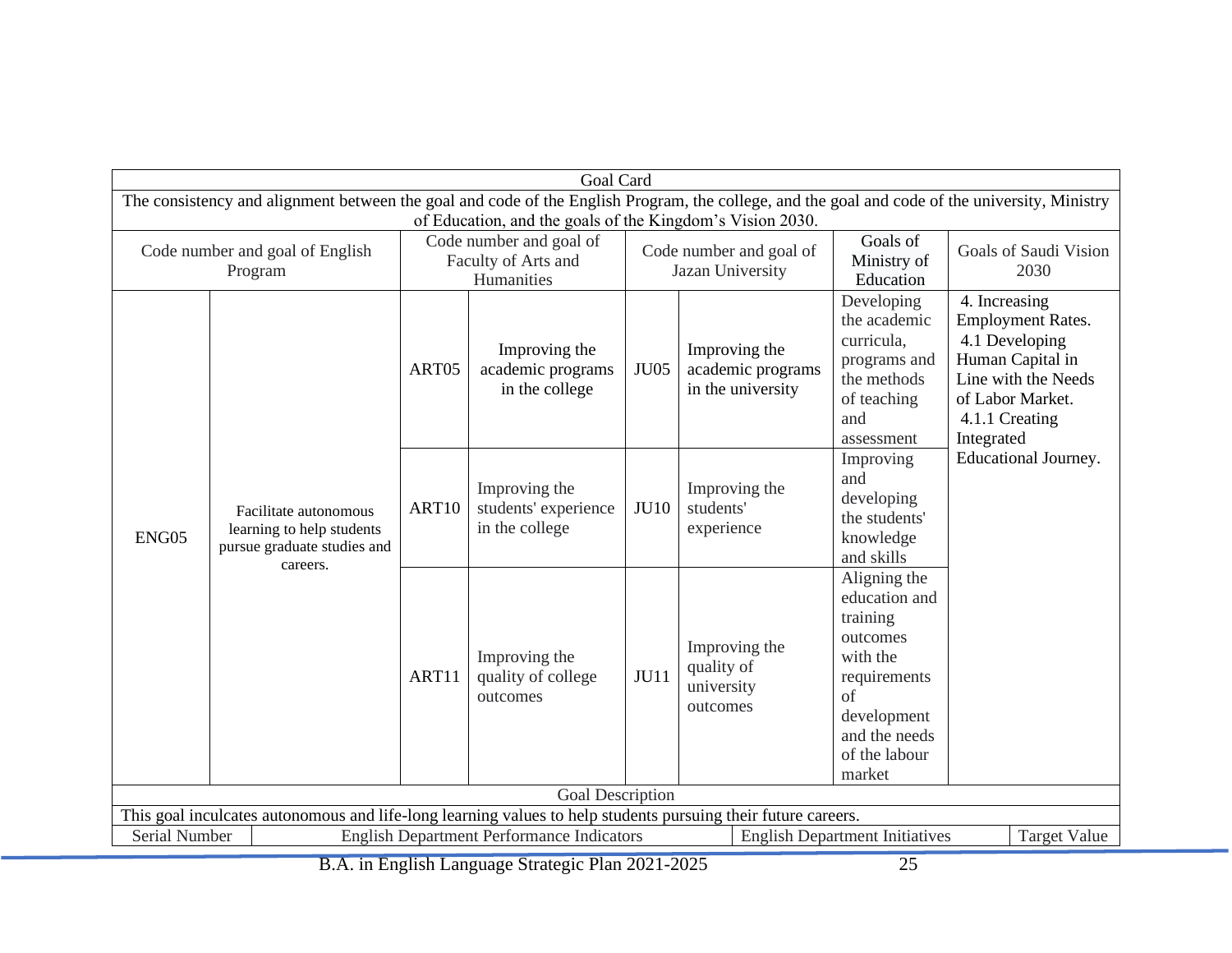| Goal Card | | | | | | | |
|---|---|---|---|---|---|---|---|
| The consistency and alignment between the goal and code of the English Program, the college, and the goal and code of the university, Ministry of Education, and the goals of the Kingdom's Vision 2030. | | | | | | | |
| Code number and goal of English Program | | Code number and goal of Faculty of Arts and Humanities | | Code number and goal of Jazan University | | Goals of Ministry of Education | Goals of Saudi Vision 2030 |
| ENG05 | Facilitate autonomous learning to help students pursue graduate studies and careers. | ART05 | Improving the academic programs in the college | JU05 | Improving the academic programs in the university | Developing the academic curricula, programs and the methods of teaching and assessment | 4. Increasing Employment Rates. 4.1 Developing Human Capital in Line with the Needs of Labor Market. 4.1.1 Creating Integrated Educational Journey. |
| | | ART10 | Improving the students' experience in the college | JU10 | Improving the students' experience | Improving and developing the students' knowledge and skills | |
| | | ART11 | Improving the quality of college outcomes | JU11 | Improving the quality of university outcomes | Aligning the education and training outcomes with the requirements of development and the needs of the labour market | |
| Goal Description | | | | | | | |
| This goal inculcates autonomous and life-long learning values to help students pursuing their future careers. | | | | | | | |

| Serial Number | English Department Performance Indicators | English Department Initiatives | Target Value |
|---|---|---|---|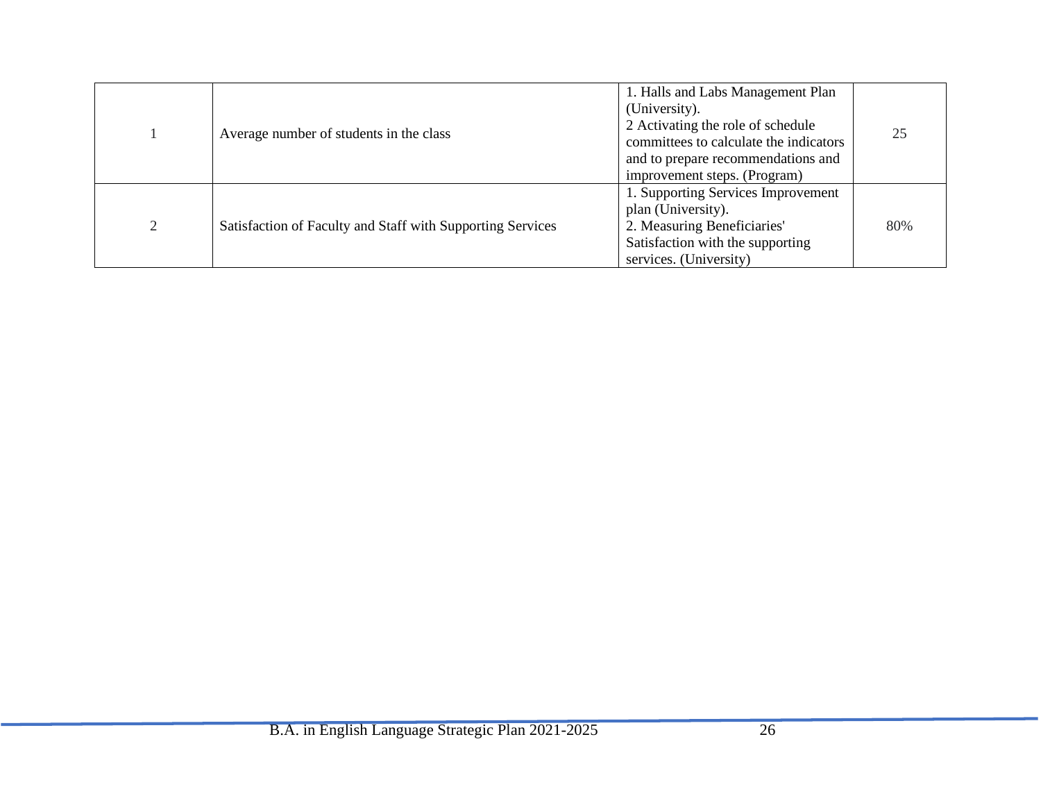| 1 | Average number of students in the class | 1. Halls and Labs Management Plan (University).<br>2 Activating the role of schedule committees to calculate the indicators and to prepare recommendations and improvement steps. (Program) | 25 |
|---|---|---|---|
| 2 | Satisfaction of Faculty and Staff with Supporting Services | 1. Supporting Services Improvement plan (University).<br>2. Measuring Beneficiaries' Satisfaction with the supporting services. (University) | 80% |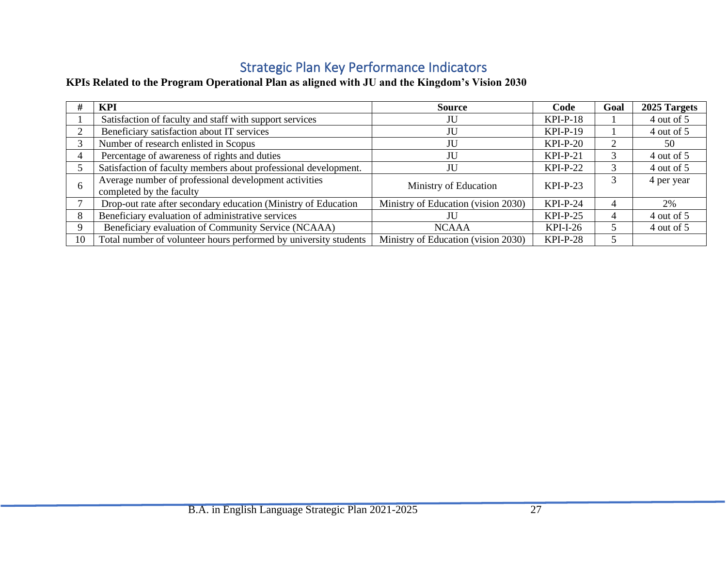## Strategic Plan Key Performance Indicators

**KPIs Related to the Program Operational Plan as aligned with JU and the Kingdom's Vision 2030**

| # | KPI | Source | Code | Goal | 2025 Targets |
|---|---|---|---|---|---|
| 1 | Satisfaction of faculty and staff with support services | JU | KPI-P-18 | 1 | 4 out of 5 |
| 2 | Beneficiary satisfaction about IT services | JU | KPI-P-19 | 1 | 4 out of 5 |
| 3 | Number of research enlisted in Scopus | JU | KPI-P-20 | 2 | 50 |
| 4 | Percentage of awareness of rights and duties | JU | KPI-P-21 | 3 | 4 out of 5 |
| 5 | Satisfaction of faculty members about professional development. | JU | KPI-P-22 | 3 | 4 out of 5 |
| 6 | Average number of professional development activities completed by the faculty | Ministry of Education | KPI-P-23 | 3 | 4 per year |
| 7 | Drop-out rate after secondary education (Ministry of Education | Ministry of Education (vision 2030) | KPI-P-24 | 4 | 2% |
| 8 | Beneficiary evaluation of administrative services | JU | KPI-P-25 | 4 | 4 out of 5 |
| 9 | Beneficiary evaluation of Community Service (NCAAA) | NCAAA | KPI-I-26 | 5 | 4 out of 5 |
| 10 | Total number of volunteer hours performed by university students | Ministry of Education (vision 2030) | KPI-P-28 | 5 | |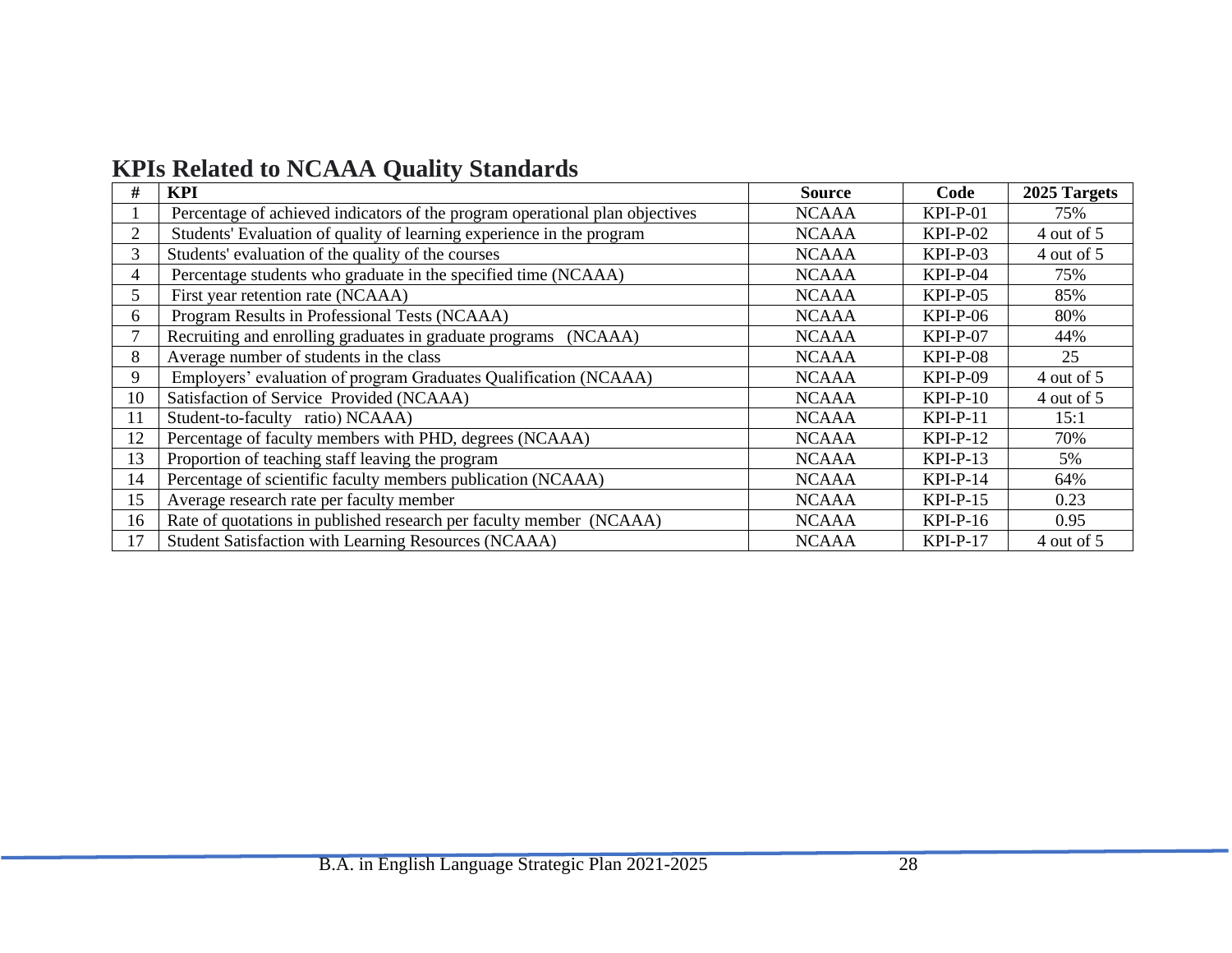## KPIs Related to NCAAA Quality Standards

| # | KPI | Source | Code | 2025 Targets |
|---|---|---|---|---|
| 1 | Percentage of achieved indicators of the program operational plan objectives | NCAAA | KPI-P-01 | 75% |
| 2 | Students' Evaluation of quality of learning experience in the program | NCAAA | KPI-P-02 | 4 out of 5 |
| 3 | Students' evaluation of the quality of the courses | NCAAA | KPI-P-03 | 4 out of 5 |
| 4 | Percentage students who graduate in the specified time (NCAAA) | NCAAA | KPI-P-04 | 75% |
| 5 | First year retention rate (NCAAA) | NCAAA | KPI-P-05 | 85% |
| 6 | Program Results in Professional Tests (NCAAA) | NCAAA | KPI-P-06 | 80% |
| 7 | Recruiting and enrolling graduates in graduate programs (NCAAA) | NCAAA | KPI-P-07 | 44% |
| 8 | Average number of students in the class | NCAAA | KPI-P-08 | 25 |
| 9 | Employers' evaluation of program Graduates Qualification (NCAAA) | NCAAA | KPI-P-09 | 4 out of 5 |
| 10 | Satisfaction of Service Provided (NCAAA) | NCAAA | KPI-P-10 | 4 out of 5 |
| 11 | Student-to-faculty ratio) NCAAA) | NCAAA | KPI-P-11 | 15:1 |
| 12 | Percentage of faculty members with PHD, degrees (NCAAA) | NCAAA | KPI-P-12 | 70% |
| 13 | Proportion of teaching staff leaving the program | NCAAA | KPI-P-13 | 5% |
| 14 | Percentage of scientific faculty members publication (NCAAA) | NCAAA | KPI-P-14 | 64% |
| 15 | Average research rate per faculty member | NCAAA | KPI-P-15 | 0.23 |
| 16 | Rate of quotations in published research per faculty member (NCAAA) | NCAAA | KPI-P-16 | 0.95 |
| 17 | Student Satisfaction with Learning Resources (NCAAA) | NCAAA | KPI-P-17 | 4 out of 5 |